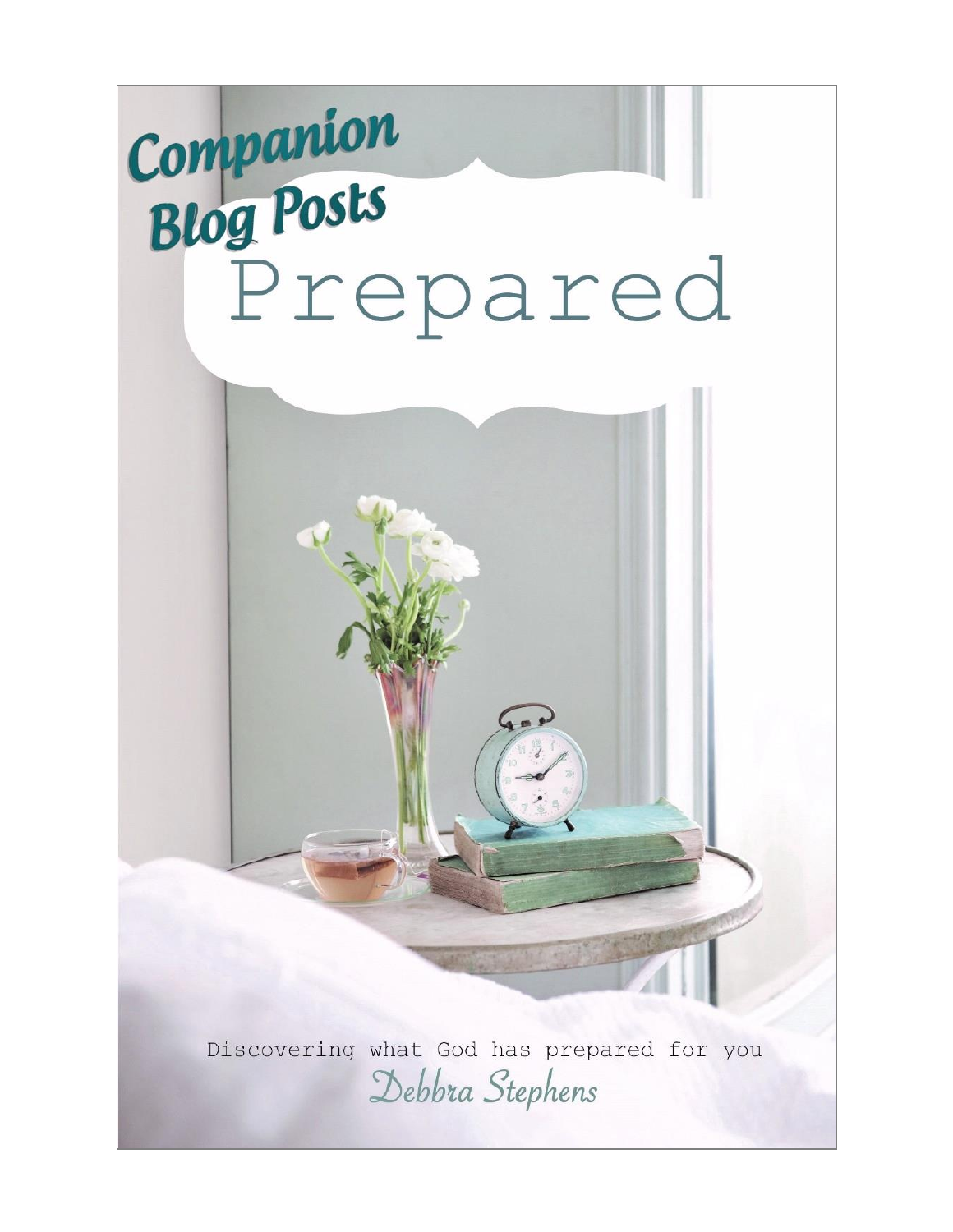# Companion Blog Posts

# Prepared

Discovering what God has prepared for you

*Debbra Stephens*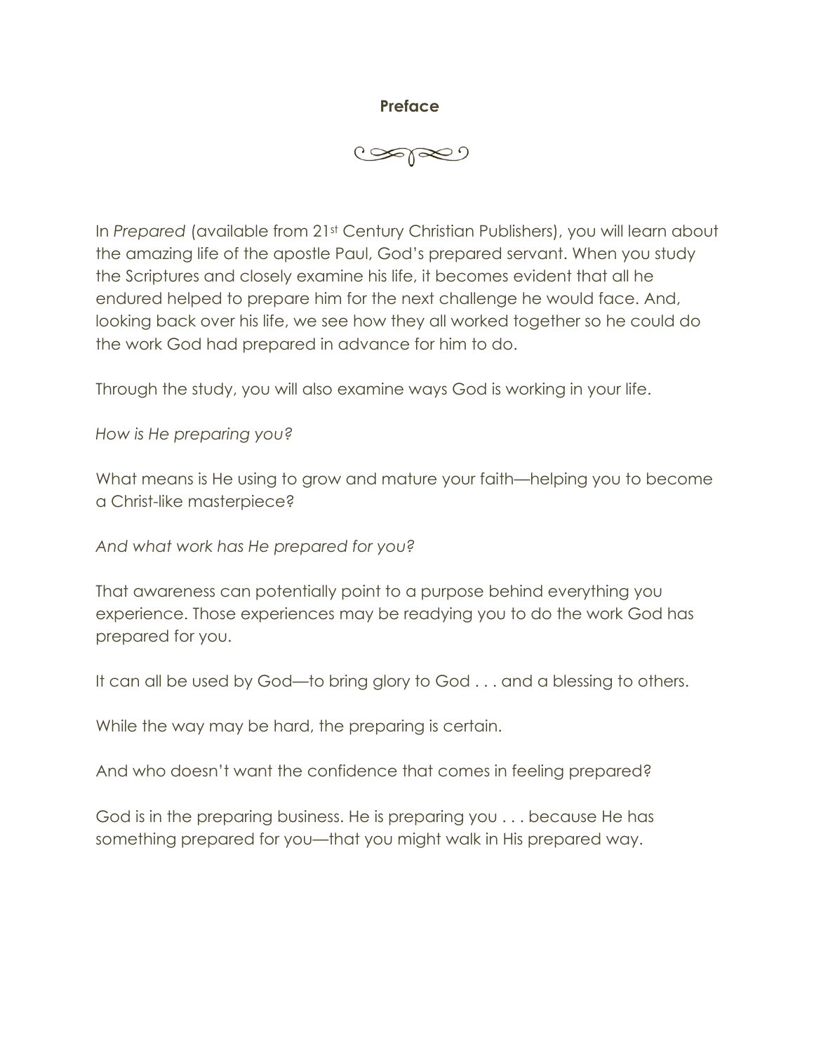# Preface

In *Prepared* (available from 21st Century Christian Publishers), you will learn about the amazing life of the apostle Paul, God's prepared servant. When you study the Scriptures and closely examine his life, it becomes evident that all he endured helped to prepare him for the next challenge he would face. And, looking back over his life, we see how they all worked together so he could do the work God had prepared in advance for him to do.

Through the study, you will also examine ways God is working in your life.

*How is He preparing you?*

What means is He using to grow and mature your faith—helping you to become a Christ-like masterpiece?

*And what work has He prepared for you?*

That awareness can potentially point to a purpose behind everything you experience. Those experiences may be readying you to do the work God has prepared for you.

It can all be used by God—to bring glory to God . . . and a blessing to others.

While the way may be hard, the preparing is certain.

And who doesn't want the confidence that comes in feeling prepared?

God is in the preparing business. He is preparing you . . . because He has something prepared for you—that you might walk in His prepared way.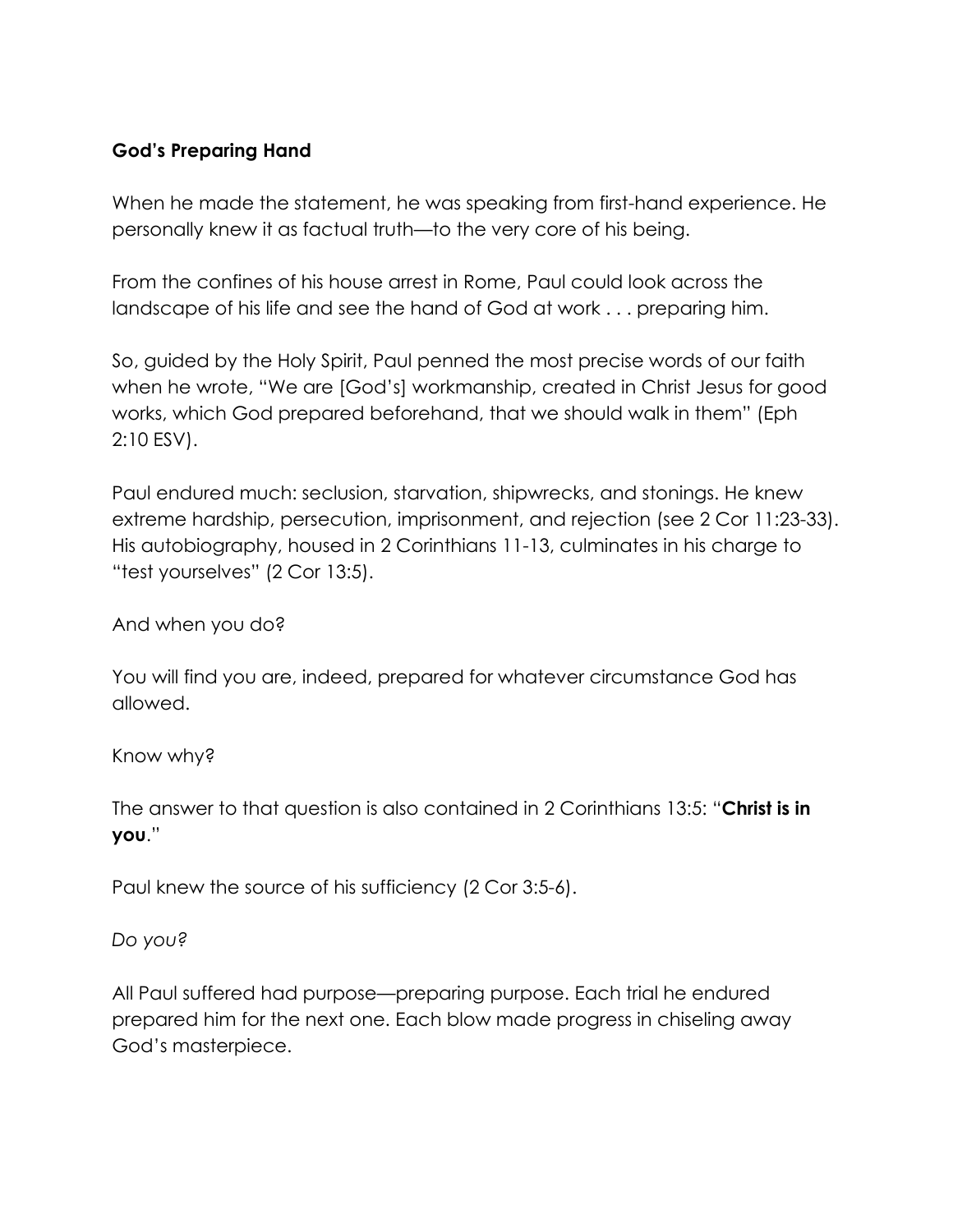**God's Preparing Hand**

When he made the statement, he was speaking from first-hand experience. He personally knew it as factual truth—to the very core of his being.

From the confines of his house arrest in Rome, Paul could look across the landscape of his life and see the hand of God at work . . . preparing him.

So, guided by the Holy Spirit, Paul penned the most precise words of our faith when he wrote, "We are [God's] workmanship, created in Christ Jesus for good works, which God prepared beforehand, that we should walk in them" (Eph 2:10 ESV).

Paul endured much: seclusion, starvation, shipwrecks, and stonings. He knew extreme hardship, persecution, imprisonment, and rejection (see 2 Cor 11:23-33). His autobiography, housed in 2 Corinthians 11-13, culminates in his charge to "test yourselves" (2 Cor 13:5).

And when you do?

You will find you are, indeed, prepared for whatever circumstance God has allowed.

Know why?

The answer to that question is also contained in 2 Corinthians 13:5: "**Christ is in you**."

Paul knew the source of his sufficiency (2 Cor 3:5-6).

*Do you?*

All Paul suffered had purpose—preparing purpose. Each trial he endured prepared him for the next one. Each blow made progress in chiseling away God's masterpiece.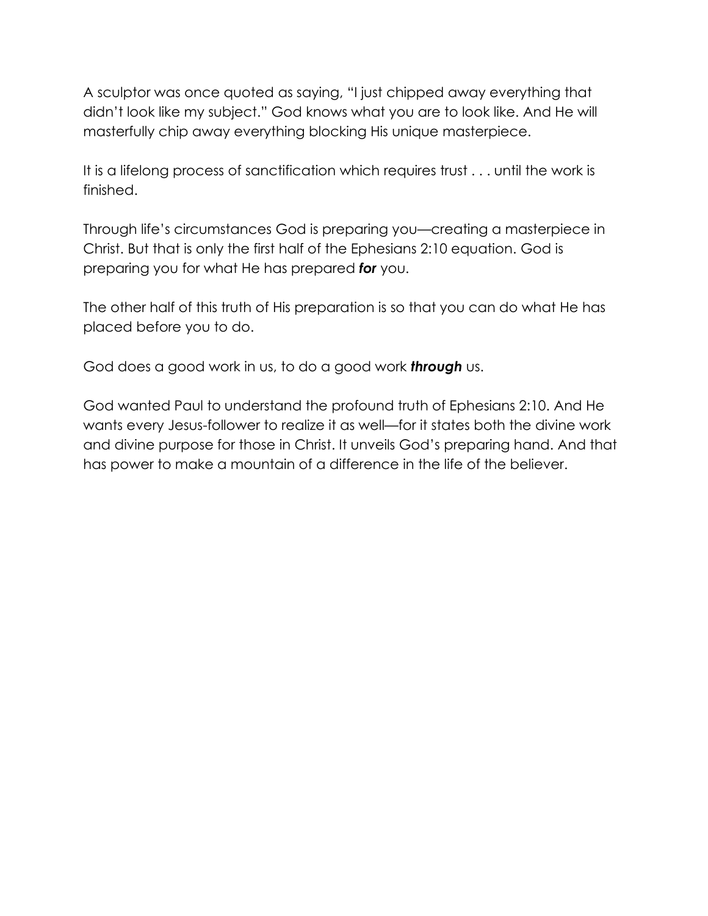A sculptor was once quoted as saying, "I just chipped away everything that didn't look like my subject." God knows what you are to look like. And He will masterfully chip away everything blocking His unique masterpiece.

It is a lifelong process of sanctification which requires trust . . . until the work is finished.

Through life's circumstances God is preparing you—creating a masterpiece in Christ. But that is only the first half of the Ephesians 2:10 equation. God is preparing you for what He has prepared ***for*** you.

The other half of this truth of His preparation is so that you can do what He has placed before you to do.

God does a good work in us, to do a good work ***through*** us.

God wanted Paul to understand the profound truth of Ephesians 2:10. And He wants every Jesus-follower to realize it as well—for it states both the divine work and divine purpose for those in Christ. It unveils God's preparing hand. And that has power to make a mountain of a difference in the life of the believer.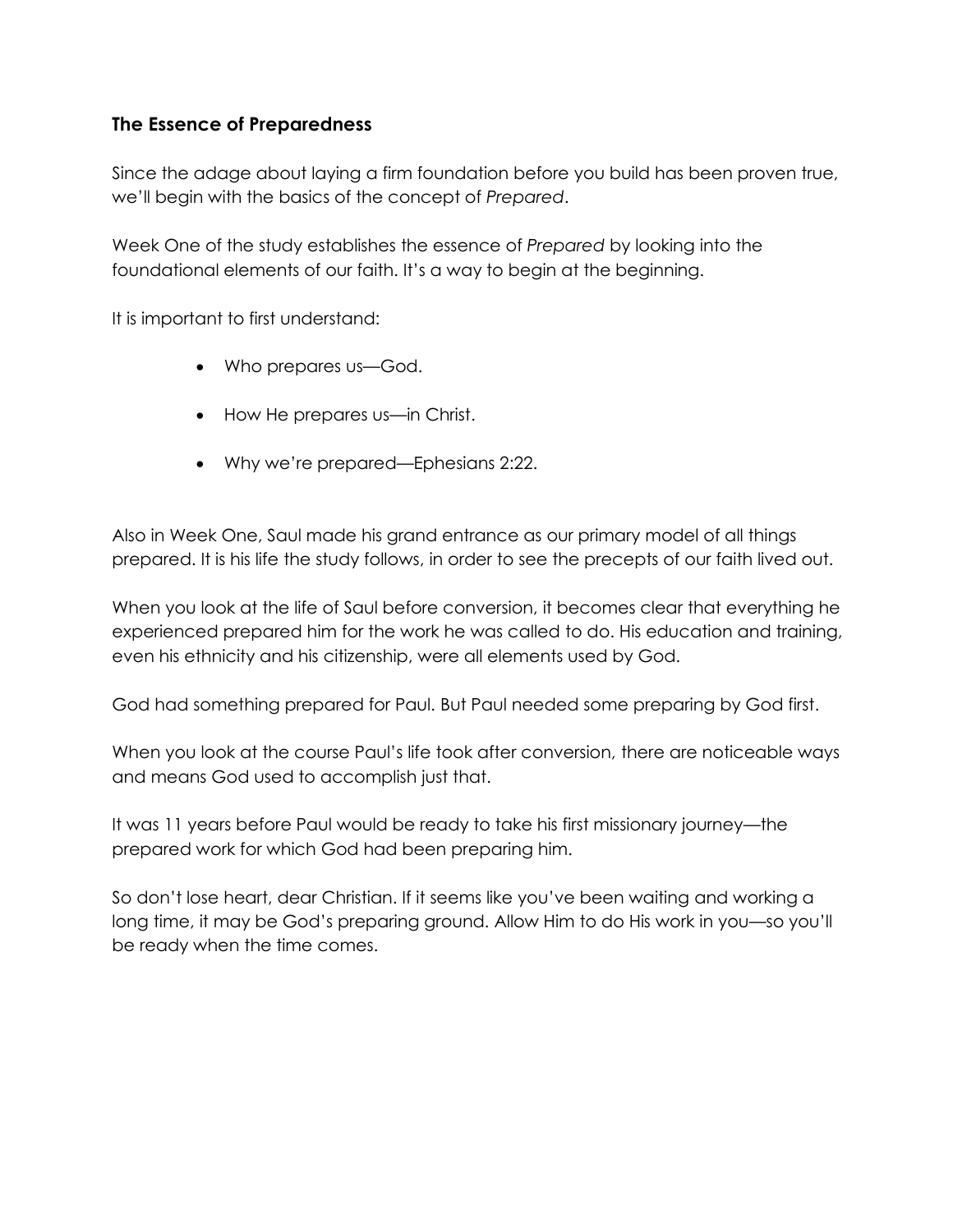### The Essence of Preparedness

Since the adage about laying a firm foundation before you build has been proven true, we'll begin with the basics of the concept of *Prepared*.

Week One of the study establishes the essence of *Prepared* by looking into the foundational elements of our faith. It's a way to begin at the beginning.

It is important to first understand:

- Who prepares us—God.
- How He prepares us—in Christ.
- Why we're prepared—Ephesians 2:22.

Also in Week One, Saul made his grand entrance as our primary model of all things prepared. It is his life the study follows, in order to see the precepts of our faith lived out.

When you look at the life of Saul before conversion, it becomes clear that everything he experienced prepared him for the work he was called to do. His education and training, even his ethnicity and his citizenship, were all elements used by God.

God had something prepared for Paul. But Paul needed some preparing by God first.

When you look at the course Paul's life took after conversion, there are noticeable ways and means God used to accomplish just that.

It was 11 years before Paul would be ready to take his first missionary journey—the prepared work for which God had been preparing him.

So don't lose heart, dear Christian. If it seems like you've been waiting and working a long time, it may be God's preparing ground. Allow Him to do His work in you—so you'll be ready when the time comes.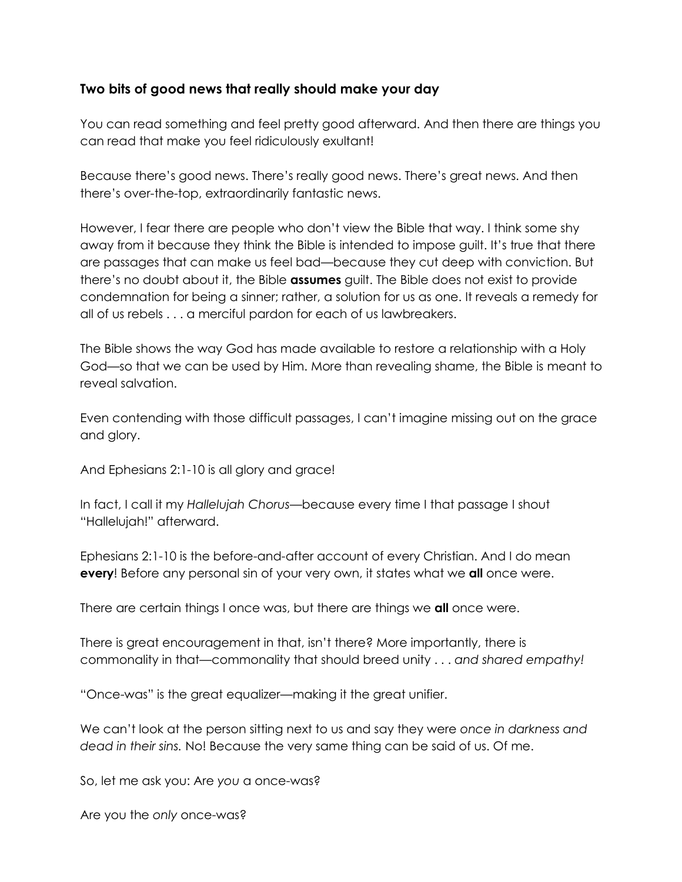### Two bits of good news that really should make your day

You can read something and feel pretty good afterward. And then there are things you can read that make you feel ridiculously exultant!

Because there's good news. There's really good news. There's great news. And then there's over-the-top, extraordinarily fantastic news.

However, I fear there are people who don't view the Bible that way. I think some shy away from it because they think the Bible is intended to impose guilt. It's true that there are passages that can make us feel bad—because they cut deep with conviction. But there's no doubt about it, the Bible **assumes** guilt. The Bible does not exist to provide condemnation for being a sinner; rather, a solution for us as one. It reveals a remedy for all of us rebels . . . a merciful pardon for each of us lawbreakers.

The Bible shows the way God has made available to restore a relationship with a Holy God—so that we can be used by Him. More than revealing shame, the Bible is meant to reveal salvation.

Even contending with those difficult passages, I can't imagine missing out on the grace and glory.

And Ephesians 2:1-10 is all glory and grace!

In fact, I call it my *Hallelujah Chorus*—because every time I that passage I shout "Hallelujah!" afterward.

Ephesians 2:1-10 is the before-and-after account of every Christian. And I do mean **every**! Before any personal sin of your very own, it states what we **all** once were.

There are certain things I once was, but there are things we **all** once were.

There is great encouragement in that, isn't there? More importantly, there is commonality in that—commonality that should breed unity . . . *and shared empathy!*

"Once-was" is the great equalizer—making it the great unifier.

We can't look at the person sitting next to us and say they were *once in darkness and dead in their sins.* No! Because the very same thing can be said of us. Of me.

So, let me ask you: Are *you* a once-was?

Are you the *only* once-was?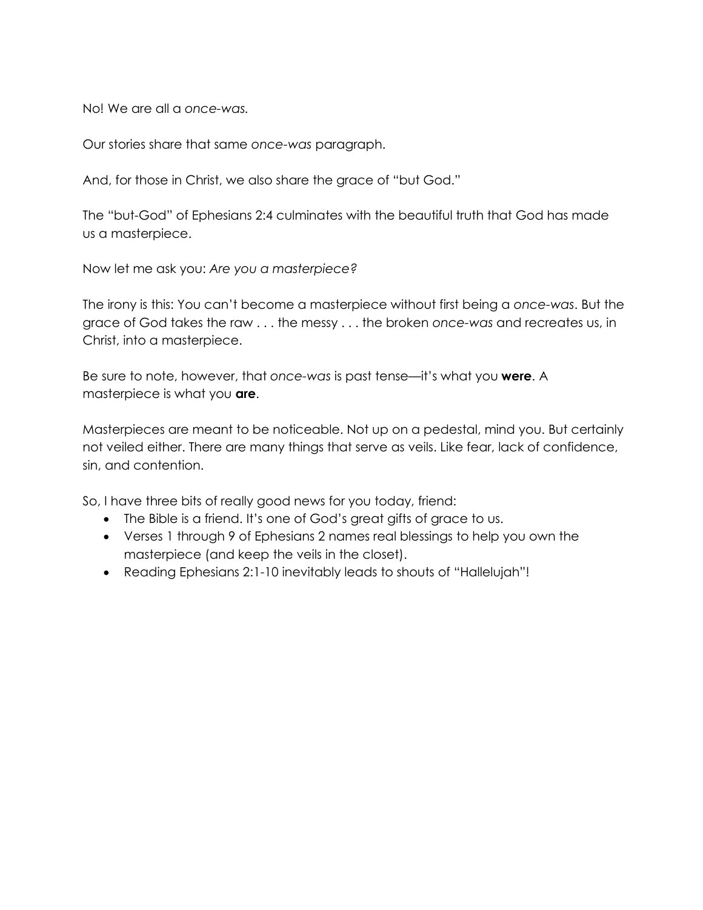No! We are all a *once-was.*

Our stories share that same *once-was* paragraph.

And, for those in Christ, we also share the grace of "but God."

The "but-God" of Ephesians 2:4 culminates with the beautiful truth that God has made us a masterpiece.

Now let me ask you: *Are you a masterpiece?*

The irony is this: You can't become a masterpiece without first being a *once-was*. But the grace of God takes the raw . . . the messy . . . the broken *once-was* and recreates us, in Christ, into a masterpiece.

Be sure to note, however, that *once-was* is past tense—it's what you **were**. A masterpiece is what you **are**.

Masterpieces are meant to be noticeable. Not up on a pedestal, mind you. But certainly not veiled either. There are many things that serve as veils. Like fear, lack of confidence, sin, and contention.

So, I have three bits of really good news for you today, friend:

- The Bible is a friend. It's one of God's great gifts of grace to us.
- Verses 1 through 9 of Ephesians 2 names real blessings to help you own the masterpiece (and keep the veils in the closet).
- Reading Ephesians 2:1-10 inevitably leads to shouts of "Hallelujah"!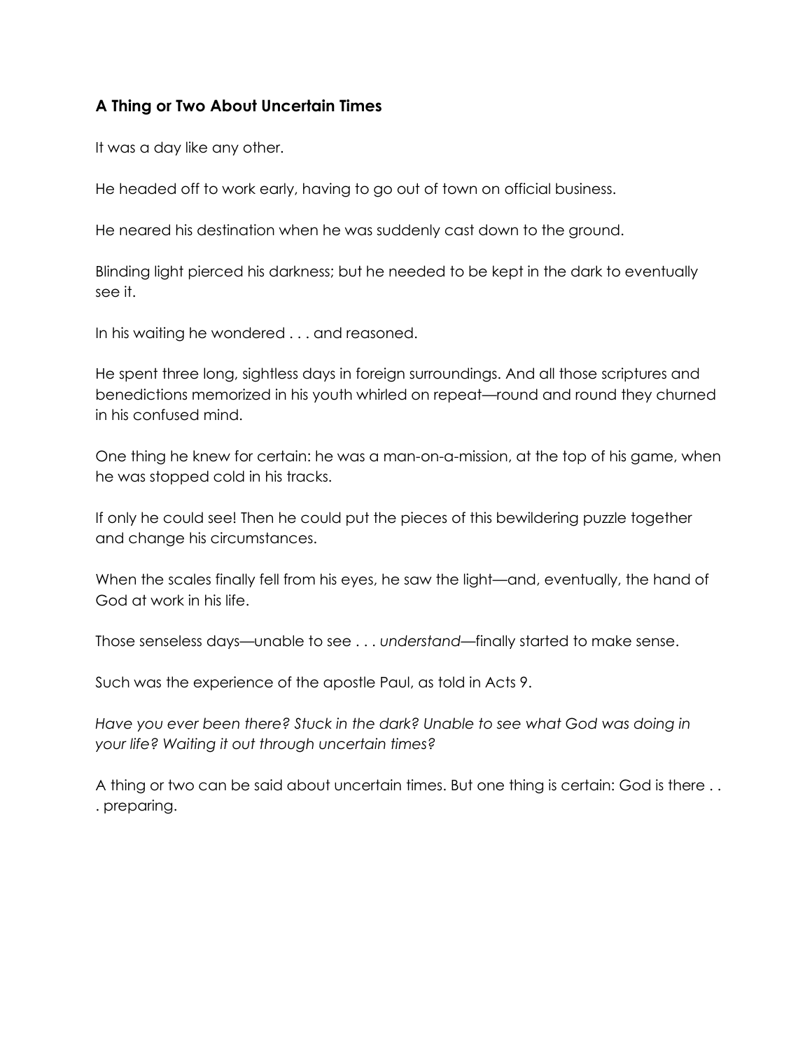### A Thing or Two About Uncertain Times

It was a day like any other.

He headed off to work early, having to go out of town on official business.

He neared his destination when he was suddenly cast down to the ground.

Blinding light pierced his darkness; but he needed to be kept in the dark to eventually see it.

In his waiting he wondered . . . and reasoned.

He spent three long, sightless days in foreign surroundings. And all those scriptures and benedictions memorized in his youth whirled on repeat—round and round they churned in his confused mind.

One thing he knew for certain: he was a man-on-a-mission, at the top of his game, when he was stopped cold in his tracks.

If only he could see! Then he could put the pieces of this bewildering puzzle together and change his circumstances.

When the scales finally fell from his eyes, he saw the light—and, eventually, the hand of God at work in his life.

Those senseless days—unable to see . . . *understand*—finally started to make sense.

Such was the experience of the apostle Paul, as told in Acts 9.

*Have you ever been there? Stuck in the dark? Unable to see what God was doing in your life? Waiting it out through uncertain times?*

A thing or two can be said about uncertain times. But one thing is certain: God is there . . . preparing.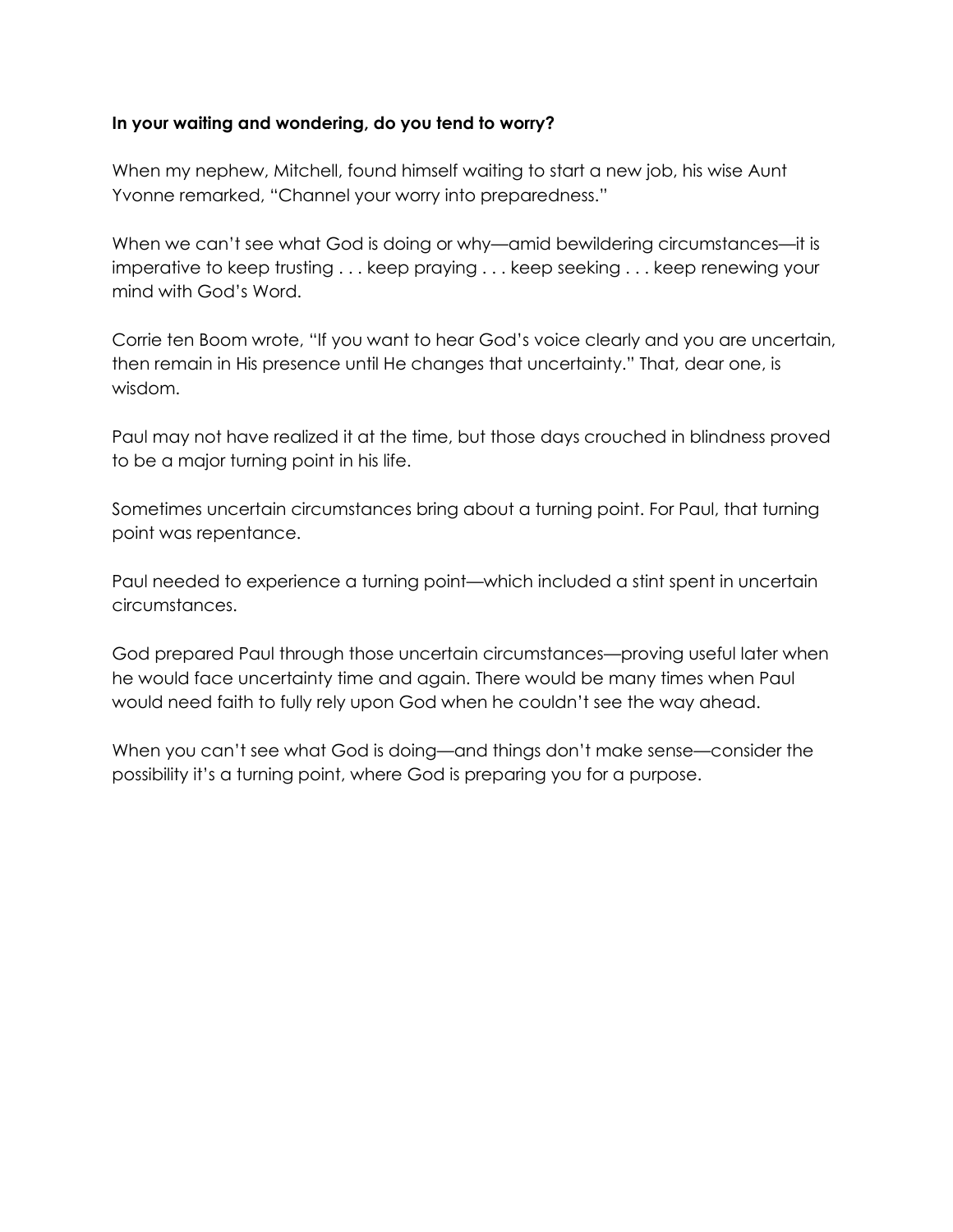**In your waiting and wondering, do you tend to worry?**

When my nephew, Mitchell, found himself waiting to start a new job, his wise Aunt Yvonne remarked, "Channel your worry into preparedness."

When we can't see what God is doing or why—amid bewildering circumstances—it is imperative to keep trusting . . . keep praying . . . keep seeking . . . keep renewing your mind with God's Word.

Corrie ten Boom wrote, "If you want to hear God's voice clearly and you are uncertain, then remain in His presence until He changes that uncertainty." That, dear one, is wisdom.

Paul may not have realized it at the time, but those days crouched in blindness proved to be a major turning point in his life.

Sometimes uncertain circumstances bring about a turning point. For Paul, that turning point was repentance.

Paul needed to experience a turning point—which included a stint spent in uncertain circumstances.

God prepared Paul through those uncertain circumstances—proving useful later when he would face uncertainty time and again. There would be many times when Paul would need faith to fully rely upon God when he couldn't see the way ahead.

When you can't see what God is doing—and things don't make sense—consider the possibility it's a turning point, where God is preparing you for a purpose.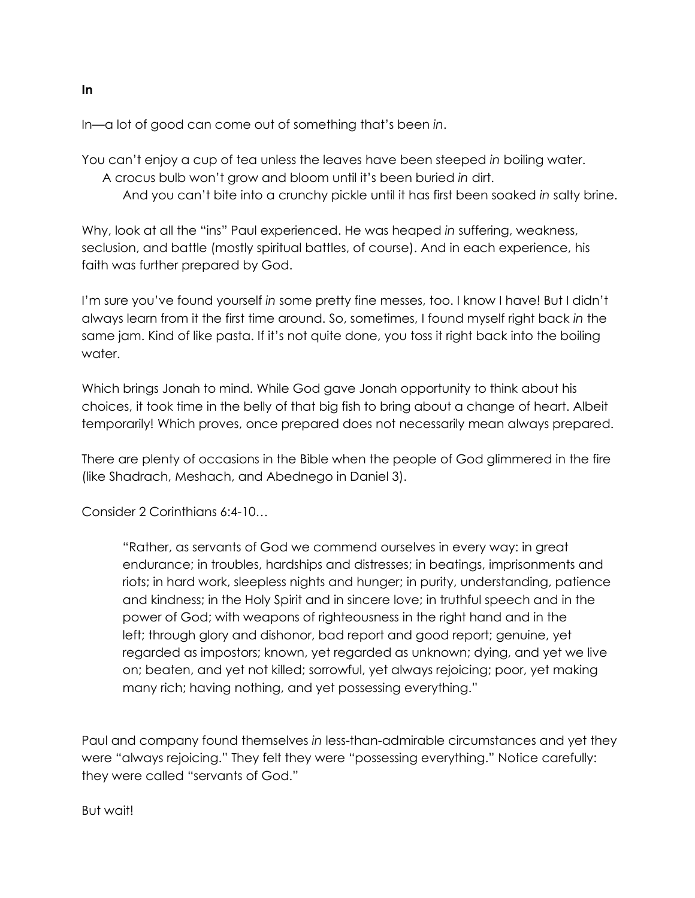**In**

In—a lot of good can come out of something that's been *in*.

You can't enjoy a cup of tea unless the leaves have been steeped *in* boiling water.
A crocus bulb won't grow and bloom until it's been buried *in* dirt.
And you can't bite into a crunchy pickle until it has first been soaked *in* salty brine.

Why, look at all the "ins" Paul experienced. He was heaped *in* suffering, weakness, seclusion, and battle (mostly spiritual battles, of course). And in each experience, his faith was further prepared by God.

I'm sure you've found yourself *in* some pretty fine messes, too. I know I have! But I didn't always learn from it the first time around. So, sometimes, I found myself right back *in* the same jam. Kind of like pasta. If it's not quite done, you toss it right back into the boiling water.

Which brings Jonah to mind. While God gave Jonah opportunity to think about his choices, it took time in the belly of that big fish to bring about a change of heart. Albeit temporarily! Which proves, once prepared does not necessarily mean always prepared.

There are plenty of occasions in the Bible when the people of God glimmered in the fire (like Shadrach, Meshach, and Abednego in Daniel 3).

Consider 2 Corinthians 6:4-10…

> "Rather, as servants of God we commend ourselves in every way: in great endurance; in troubles, hardships and distresses; in beatings, imprisonments and riots; in hard work, sleepless nights and hunger; in purity, understanding, patience and kindness; in the Holy Spirit and in sincere love; in truthful speech and in the power of God; with weapons of righteousness in the right hand and in the left; through glory and dishonor, bad report and good report; genuine, yet regarded as impostors; known, yet regarded as unknown; dying, and yet we live on; beaten, and yet not killed; sorrowful, yet always rejoicing; poor, yet making many rich; having nothing, and yet possessing everything."

Paul and company found themselves *in* less-than-admirable circumstances and yet they were "always rejoicing." They felt they were "possessing everything." Notice carefully: they were called "servants of God."

But wait!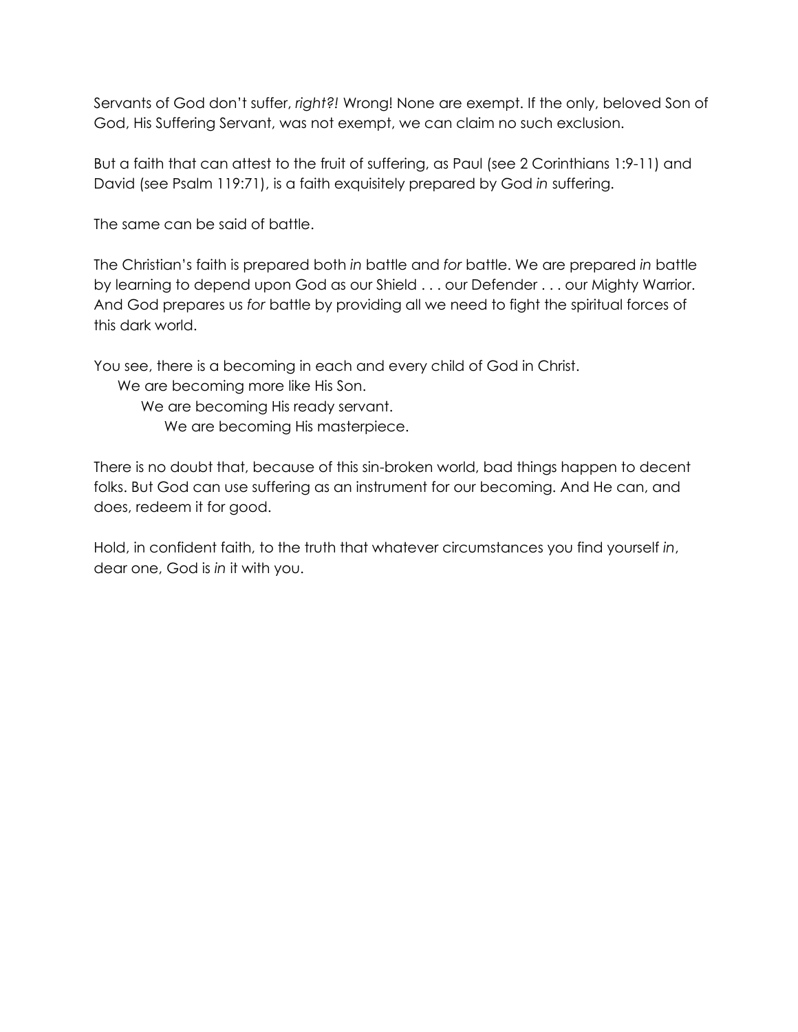Servants of God don't suffer, *right?!* Wrong! None are exempt. If the only, beloved Son of God, His Suffering Servant, was not exempt, we can claim no such exclusion.

But a faith that can attest to the fruit of suffering, as Paul (see 2 Corinthians 1:9-11) and David (see Psalm 119:71), is a faith exquisitely prepared by God *in* suffering.

The same can be said of battle.

The Christian's faith is prepared both *in* battle and *for* battle. We are prepared *in* battle by learning to depend upon God as our Shield . . . our Defender . . . our Mighty Warrior. And God prepares us *for* battle by providing all we need to fight the spiritual forces of this dark world.

You see, there is a becoming in each and every child of God in Christ.
We are becoming more like His Son.
We are becoming His ready servant.
We are becoming His masterpiece.

There is no doubt that, because of this sin-broken world, bad things happen to decent folks. But God can use suffering as an instrument for our becoming. And He can, and does, redeem it for good.

Hold, in confident faith, to the truth that whatever circumstances you find yourself *in*, dear one, God is *in* it with you.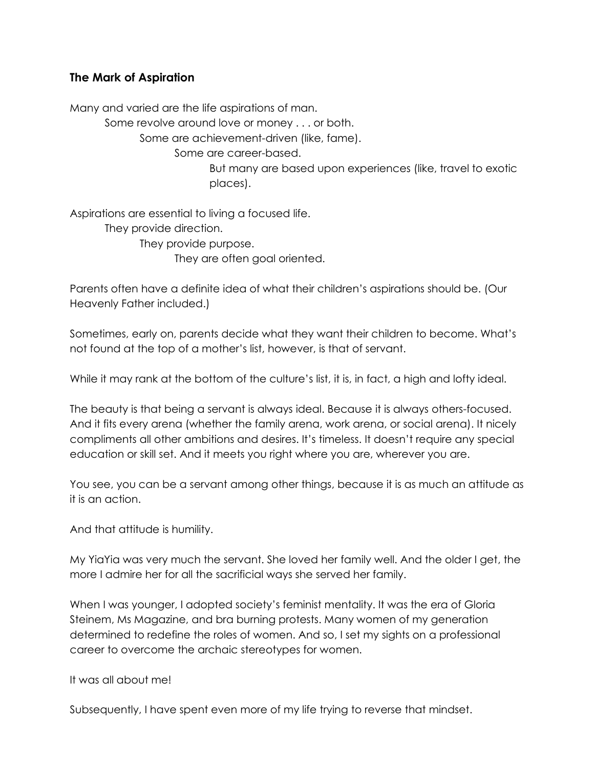### The Mark of Aspiration

Many and varied are the life aspirations of man.

Some revolve around love or money . . . or both.

Some are achievement-driven (like, fame).

Some are career-based.

But many are based upon experiences (like, travel to exotic places).

Aspirations are essential to living a focused life.

They provide direction.

They provide purpose.

They are often goal oriented.

Parents often have a definite idea of what their children's aspirations should be. (Our Heavenly Father included.)

Sometimes, early on, parents decide what they want their children to become. What's not found at the top of a mother's list, however, is that of servant.

While it may rank at the bottom of the culture's list, it is, in fact, a high and lofty ideal.

The beauty is that being a servant is always ideal. Because it is always others-focused. And it fits every arena (whether the family arena, work arena, or social arena). It nicely compliments all other ambitions and desires. It's timeless. It doesn't require any special education or skill set. And it meets you right where you are, wherever you are.

You see, you can be a servant among other things, because it is as much an attitude as it is an action.

And that attitude is humility.

My YiaYia was very much the servant. She loved her family well. And the older I get, the more I admire her for all the sacrificial ways she served her family.

When I was younger, I adopted society's feminist mentality. It was the era of Gloria Steinem, Ms Magazine, and bra burning protests. Many women of my generation determined to redefine the roles of women. And so, I set my sights on a professional career to overcome the archaic stereotypes for women.

It was all about me!

Subsequently, I have spent even more of my life trying to reverse that mindset.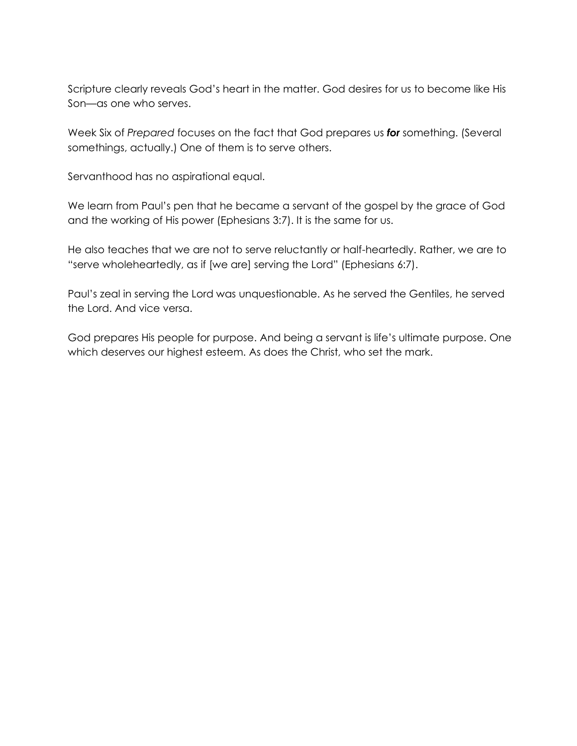Scripture clearly reveals God's heart in the matter. God desires for us to become like His Son—as one who serves.

Week Six of *Prepared* focuses on the fact that God prepares us ***for*** something. (Several somethings, actually.) One of them is to serve others.

Servanthood has no aspirational equal.

We learn from Paul's pen that he became a servant of the gospel by the grace of God and the working of His power (Ephesians 3:7). It is the same for us.

He also teaches that we are not to serve reluctantly or half-heartedly. Rather, we are to "serve wholeheartedly, as if [we are] serving the Lord" (Ephesians 6:7).

Paul's zeal in serving the Lord was unquestionable. As he served the Gentiles, he served the Lord. And vice versa.

God prepares His people for purpose. And being a servant is life's ultimate purpose. One which deserves our highest esteem. As does the Christ, who set the mark.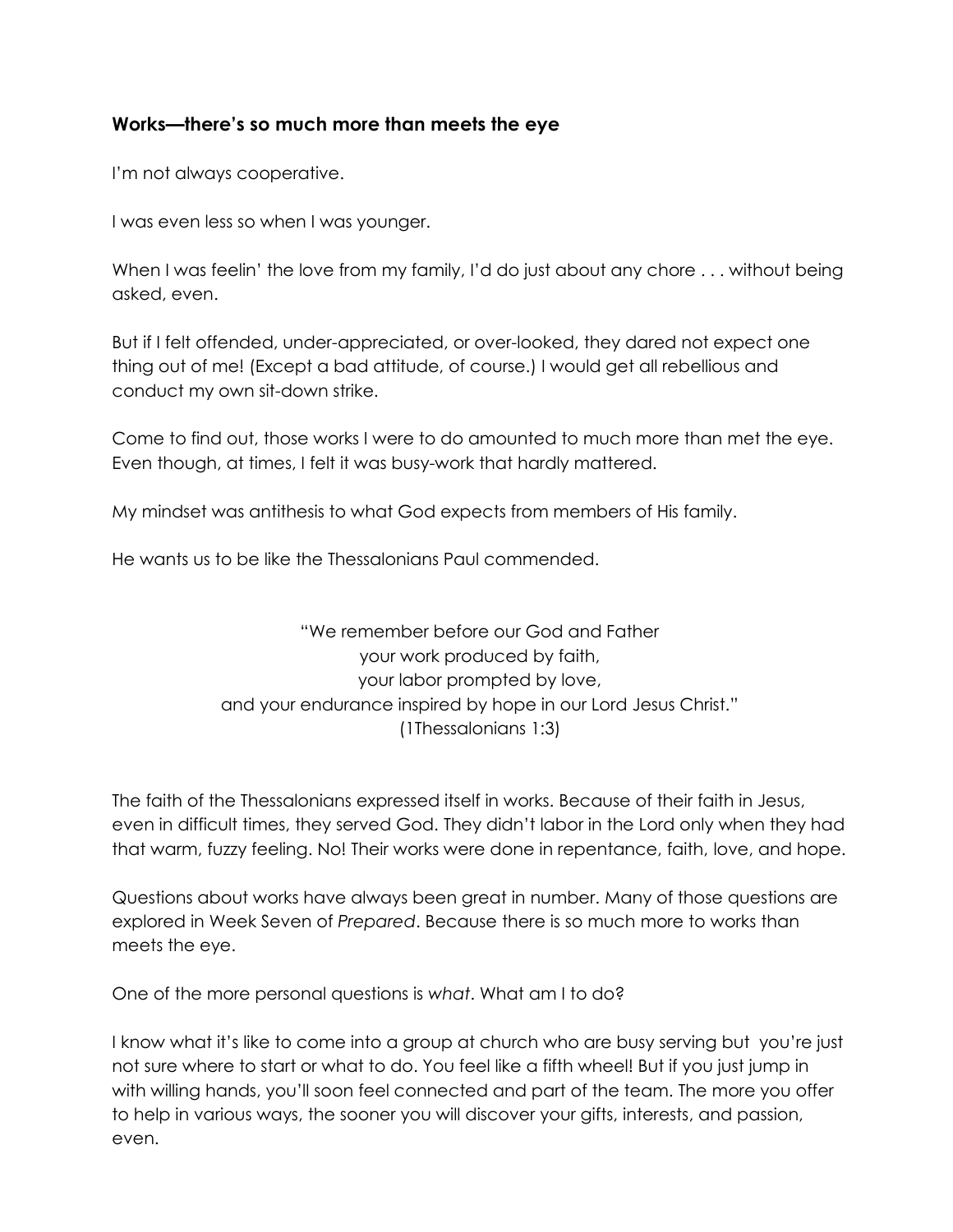**Works—there's so much more than meets the eye**

I'm not always cooperative.

I was even less so when I was younger.

When I was feelin' the love from my family, I'd do just about any chore . . . without being asked, even.

But if I felt offended, under-appreciated, or over-looked, they dared not expect one thing out of me! (Except a bad attitude, of course.) I would get all rebellious and conduct my own sit-down strike.

Come to find out, those works I were to do amounted to much more than met the eye. Even though, at times, I felt it was busy-work that hardly mattered.

My mindset was antithesis to what God expects from members of His family.

He wants us to be like the Thessalonians Paul commended.

> "We remember before our God and Father
> your work produced by faith,
> your labor prompted by love,
> and your endurance inspired by hope in our Lord Jesus Christ."
> (1Thessalonians 1:3)

The faith of the Thessalonians expressed itself in works. Because of their faith in Jesus, even in difficult times, they served God. They didn't labor in the Lord only when they had that warm, fuzzy feeling. No! Their works were done in repentance, faith, love, and hope.

Questions about works have always been great in number. Many of those questions are explored in Week Seven of *Prepared*. Because there is so much more to works than meets the eye.

One of the more personal questions is *what*. What am I to do?

I know what it's like to come into a group at church who are busy serving but you're just not sure where to start or what to do. You feel like a fifth wheel! But if you just jump in with willing hands, you'll soon feel connected and part of the team. The more you offer to help in various ways, the sooner you will discover your gifts, interests, and passion, even.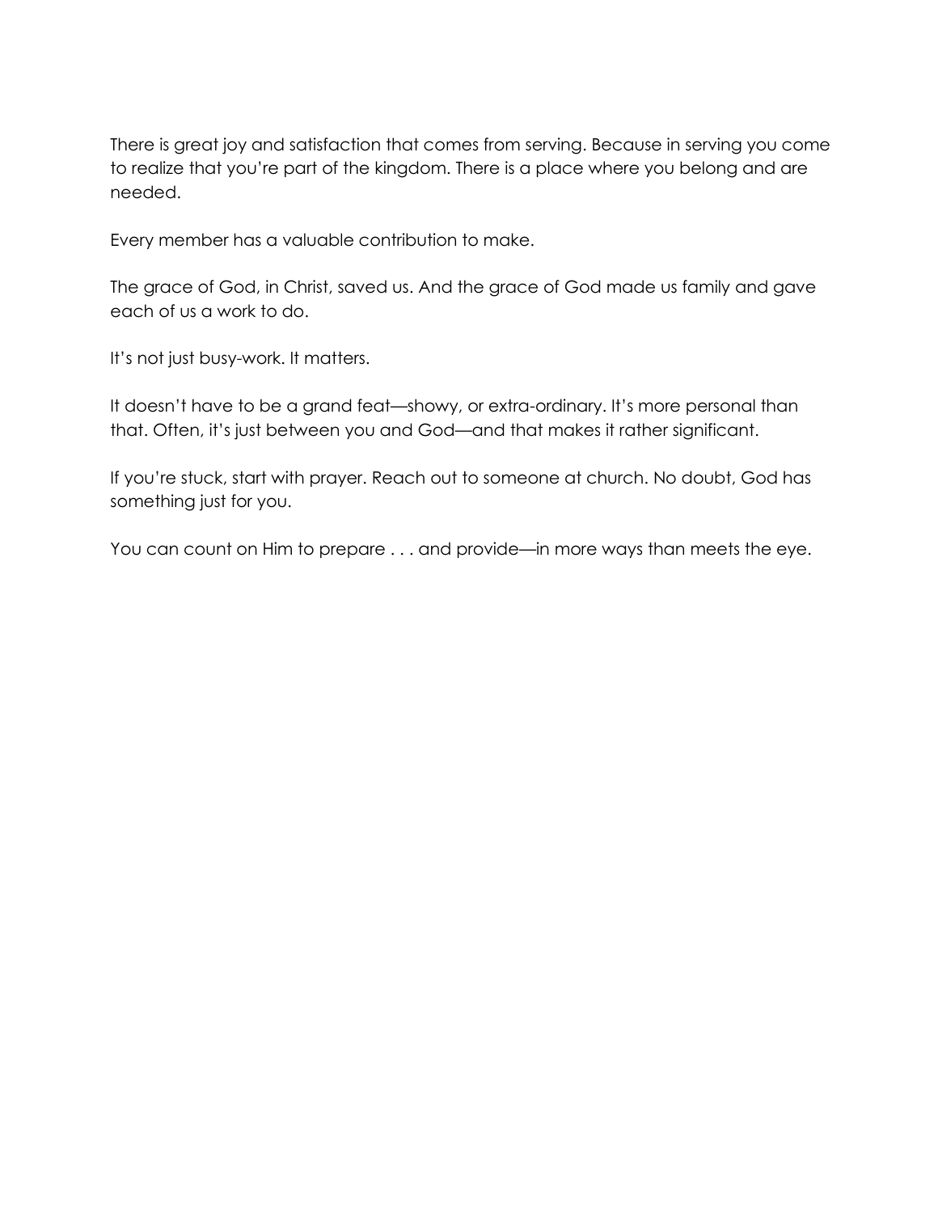There is great joy and satisfaction that comes from serving. Because in serving you come to realize that you're part of the kingdom. There is a place where you belong and are needed.

Every member has a valuable contribution to make.

The grace of God, in Christ, saved us. And the grace of God made us family and gave each of us a work to do.

It's not just busy-work. It matters.

It doesn't have to be a grand feat—showy, or extra-ordinary. It's more personal than that. Often, it's just between you and God—and that makes it rather significant.

If you're stuck, start with prayer. Reach out to someone at church. No doubt, God has something just for you.

You can count on Him to prepare . . . and provide—in more ways than meets the eye.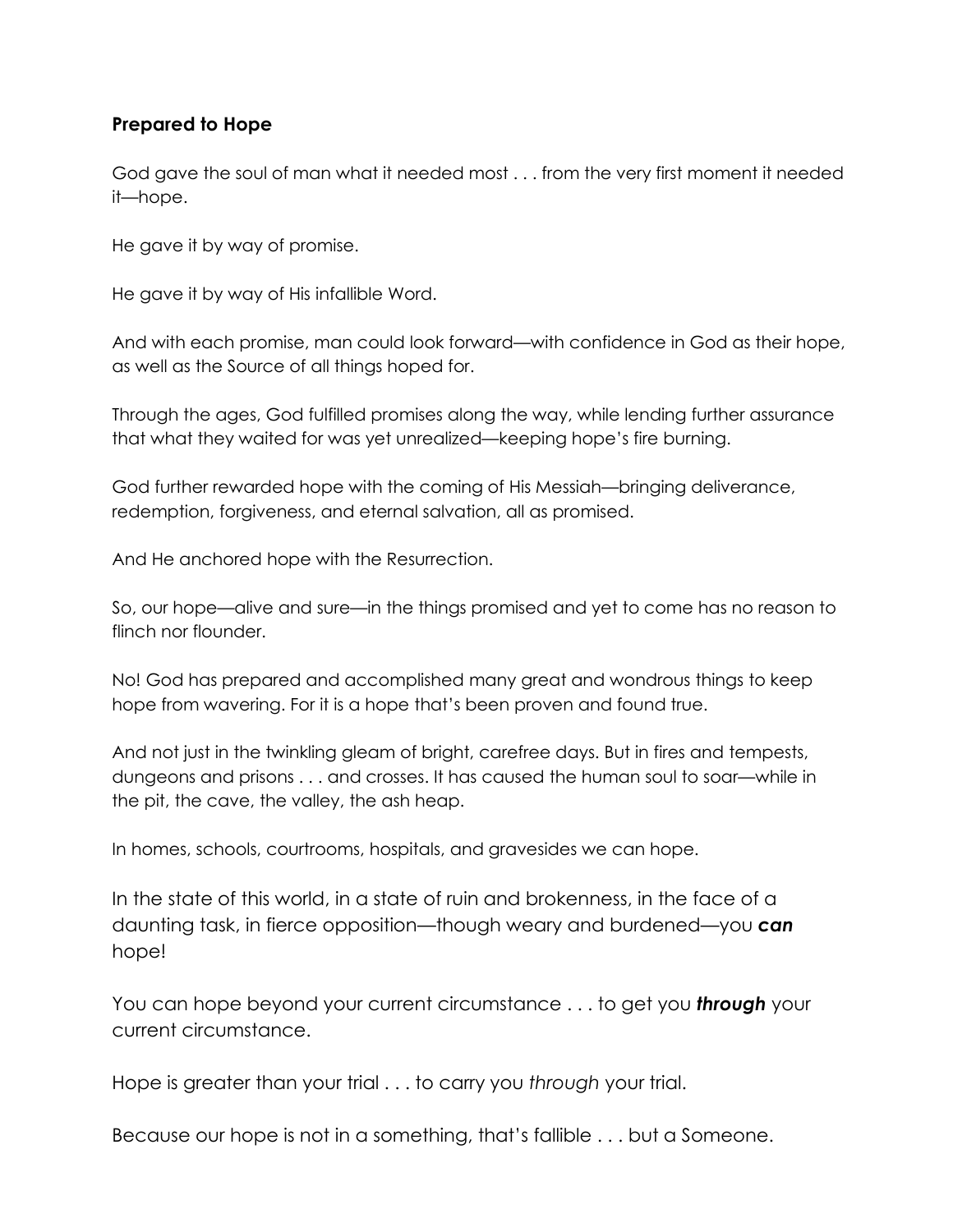**Prepared to Hope**

God gave the soul of man what it needed most . . . from the very first moment it needed it—hope.

He gave it by way of promise.

He gave it by way of His infallible Word.

And with each promise, man could look forward—with confidence in God as their hope, as well as the Source of all things hoped for.

Through the ages, God fulfilled promises along the way, while lending further assurance that what they waited for was yet unrealized—keeping hope's fire burning.

God further rewarded hope with the coming of His Messiah—bringing deliverance, redemption, forgiveness, and eternal salvation, all as promised.

And He anchored hope with the Resurrection.

So, our hope—alive and sure—in the things promised and yet to come has no reason to flinch nor flounder.

No! God has prepared and accomplished many great and wondrous things to keep hope from wavering. For it is a hope that's been proven and found true.

And not just in the twinkling gleam of bright, carefree days. But in fires and tempests, dungeons and prisons . . . and crosses. It has caused the human soul to soar—while in the pit, the cave, the valley, the ash heap.

In homes, schools, courtrooms, hospitals, and gravesides we can hope.

In the state of this world, in a state of ruin and brokenness, in the face of a daunting task, in fierce opposition—though weary and burdened—you ***can*** hope!

You can hope beyond your current circumstance . . . to get you ***through*** your current circumstance.

Hope is greater than your trial . . . to carry you *through* your trial.

Because our hope is not in a something, that's fallible . . . but a Someone.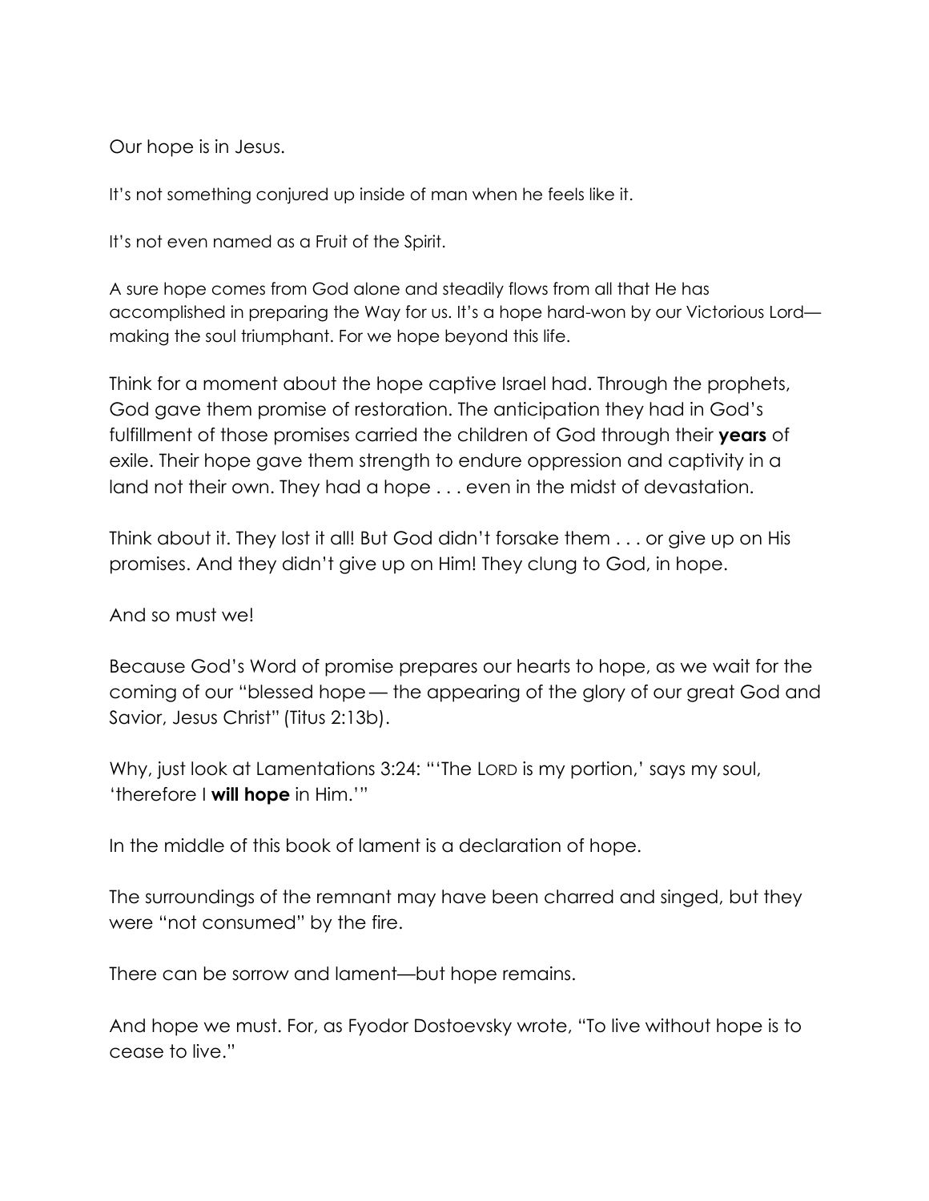Our hope is in Jesus.

It's not something conjured up inside of man when he feels like it.

It's not even named as a Fruit of the Spirit.

A sure hope comes from God alone and steadily flows from all that He has accomplished in preparing the Way for us. It's a hope hard-won by our Victorious Lord—making the soul triumphant. For we hope beyond this life.

Think for a moment about the hope captive Israel had. Through the prophets, God gave them promise of restoration. The anticipation they had in God's fulfillment of those promises carried the children of God through their **years** of exile. Their hope gave them strength to endure oppression and captivity in a land not their own. They had a hope . . . even in the midst of devastation.

Think about it. They lost it all! But God didn't forsake them . . . or give up on His promises. And they didn't give up on Him! They clung to God, in hope.

And so must we!

Because God's Word of promise prepares our hearts to hope, as we wait for the coming of our "blessed hope— the appearing of the glory of our great God and Savior, Jesus Christ" (Titus 2:13b).

Why, just look at Lamentations 3:24: "'The LORD is my portion,' says my soul, 'therefore I **will hope** in Him.'"

In the middle of this book of lament is a declaration of hope.

The surroundings of the remnant may have been charred and singed, but they were "not consumed" by the fire.

There can be sorrow and lament—but hope remains.

And hope we must. For, as Fyodor Dostoevsky wrote, "To live without hope is to cease to live."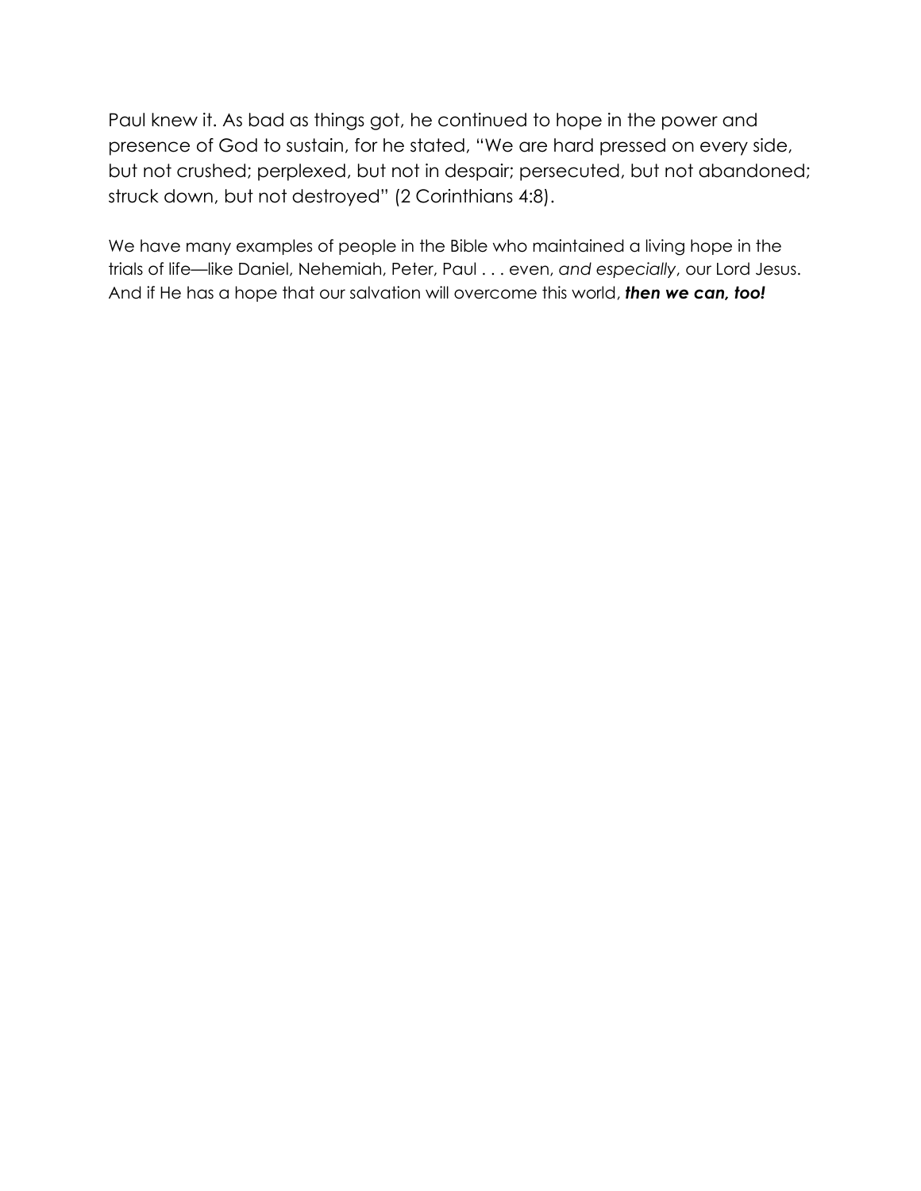Paul knew it. As bad as things got, he continued to hope in the power and presence of God to sustain, for he stated, "We are hard pressed on every side, but not crushed; perplexed, but not in despair; persecuted, but not abandoned; struck down, but not destroyed" (2 Corinthians 4:8).

We have many examples of people in the Bible who maintained a living hope in the trials of life—like Daniel, Nehemiah, Peter, Paul . . . even, *and especially*, our Lord Jesus. And if He has a hope that our salvation will overcome this world, ***then we can, too!***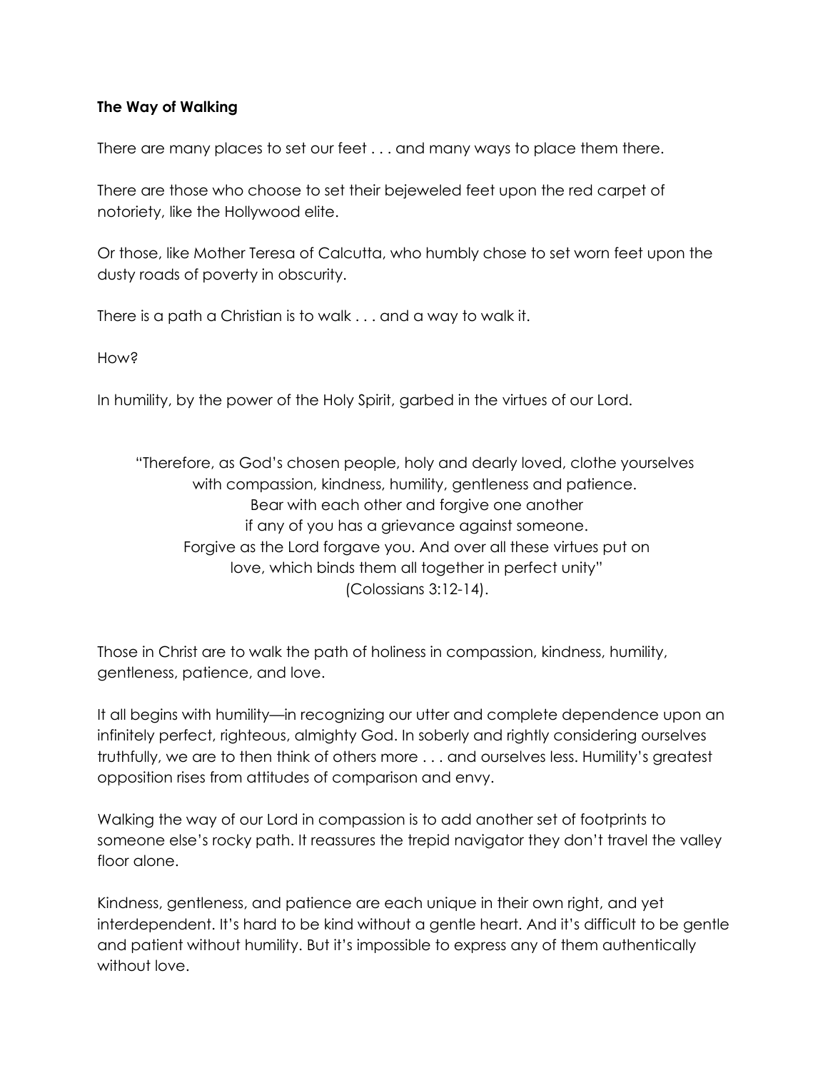**The Way of Walking**

There are many places to set our feet . . . and many ways to place them there.

There are those who choose to set their bejeweled feet upon the red carpet of notoriety, like the Hollywood elite.

Or those, like Mother Teresa of Calcutta, who humbly chose to set worn feet upon the dusty roads of poverty in obscurity.

There is a path a Christian is to walk . . . and a way to walk it.

How?

In humility, by the power of the Holy Spirit, garbed in the virtues of our Lord.

> "Therefore, as God's chosen people, holy and dearly loved, clothe yourselves with compassion, kindness, humility, gentleness and patience.
> Bear with each other and forgive one another
> if any of you has a grievance against someone.
> Forgive as the Lord forgave you. And over all these virtues put on
> love, which binds them all together in perfect unity"
> (Colossians 3:12-14).

Those in Christ are to walk the path of holiness in compassion, kindness, humility, gentleness, patience, and love.

It all begins with humility—in recognizing our utter and complete dependence upon an infinitely perfect, righteous, almighty God. In soberly and rightly considering ourselves truthfully, we are to then think of others more . . . and ourselves less. Humility's greatest opposition rises from attitudes of comparison and envy.

Walking the way of our Lord in compassion is to add another set of footprints to someone else's rocky path. It reassures the trepid navigator they don't travel the valley floor alone.

Kindness, gentleness, and patience are each unique in their own right, and yet interdependent. It's hard to be kind without a gentle heart. And it's difficult to be gentle and patient without humility. But it's impossible to express any of them authentically without love.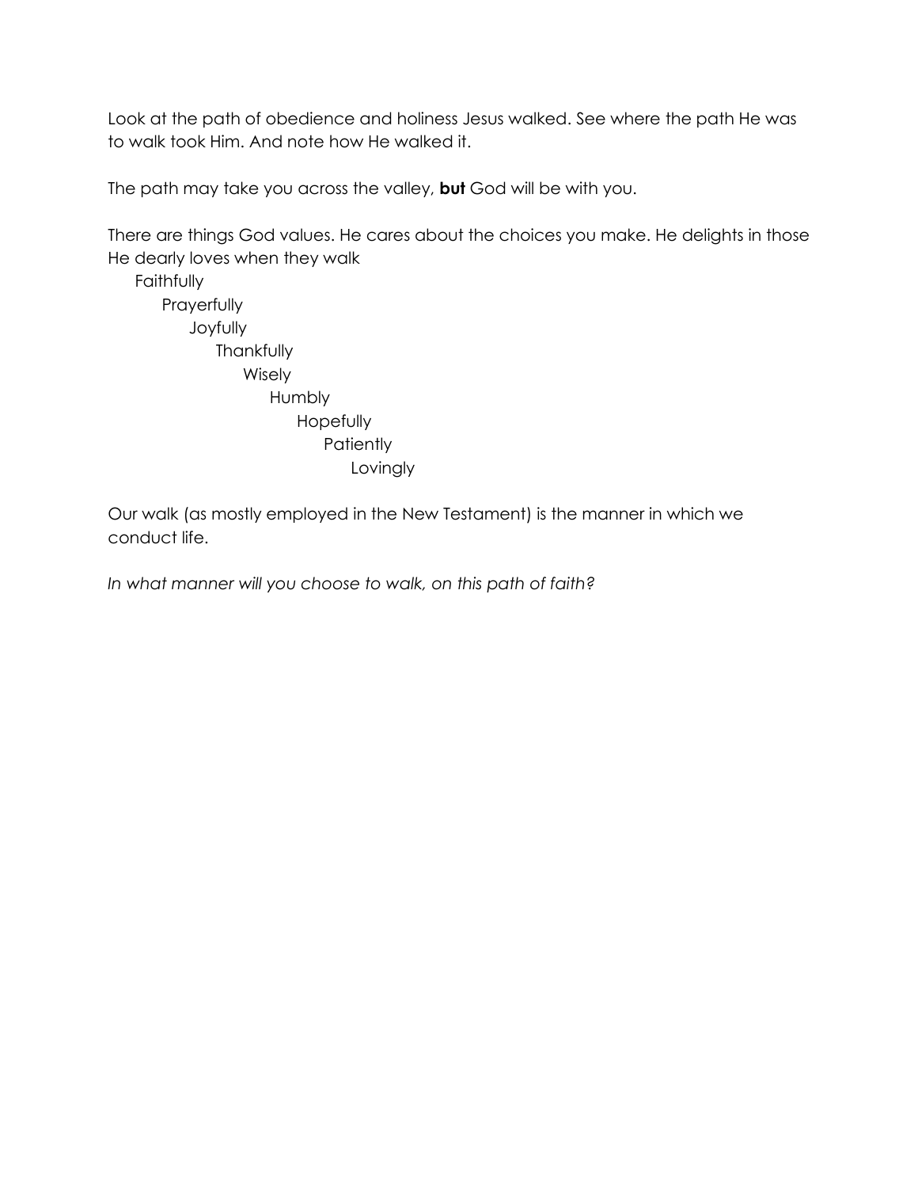Look at the path of obedience and holiness Jesus walked. See where the path He was to walk took Him. And note how He walked it.

The path may take you across the valley, **but** God will be with you.

There are things God values. He cares about the choices you make. He delights in those He dearly loves when they walk

Faithfully
Prayerfully
Joyfully
Thankfully
Wisely
Humbly
Hopefully
Patiently
Lovingly

Our walk (as mostly employed in the New Testament) is the manner in which we conduct life.

*In what manner will you choose to walk, on this path of faith?*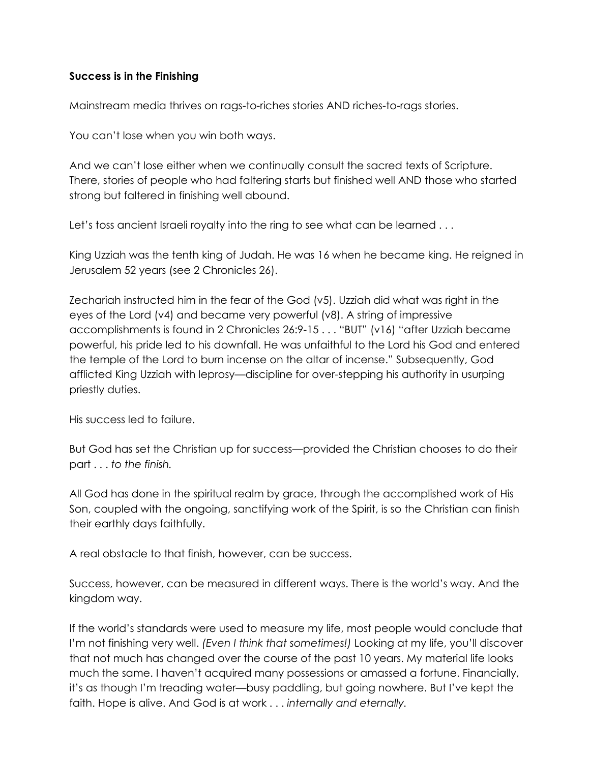**Success is in the Finishing**

Mainstream media thrives on rags-to-riches stories AND riches-to-rags stories.

You can't lose when you win both ways.

And we can't lose either when we continually consult the sacred texts of Scripture. There, stories of people who had faltering starts but finished well AND those who started strong but faltered in finishing well abound.

Let's toss ancient Israeli royalty into the ring to see what can be learned . . .

King Uzziah was the tenth king of Judah. He was 16 when he became king. He reigned in Jerusalem 52 years (see 2 Chronicles 26).

Zechariah instructed him in the fear of the God (v5). Uzziah did what was right in the eyes of the Lord (v4) and became very powerful (v8). A string of impressive accomplishments is found in 2 Chronicles 26:9-15 . . . "BUT" (v16) "after Uzziah became powerful, his pride led to his downfall. He was unfaithful to the Lord his God and entered the temple of the Lord to burn incense on the altar of incense." Subsequently, God afflicted King Uzziah with leprosy—discipline for over-stepping his authority in usurping priestly duties.

His success led to failure.

But God has set the Christian up for success—provided the Christian chooses to do their part . . . *to the finish.*

All God has done in the spiritual realm by grace, through the accomplished work of His Son, coupled with the ongoing, sanctifying work of the Spirit, is so the Christian can finish their earthly days faithfully.

A real obstacle to that finish, however, can be success.

Success, however, can be measured in different ways. There is the world's way. And the kingdom way.

If the world's standards were used to measure my life, most people would conclude that I'm not finishing very well. *(Even I think that sometimes!)* Looking at my life, you'll discover that not much has changed over the course of the past 10 years. My material life looks much the same. I haven't acquired many possessions or amassed a fortune. Financially, it's as though I'm treading water—busy paddling, but going nowhere. But I've kept the faith. Hope is alive. And God is at work . . . *internally and eternally.*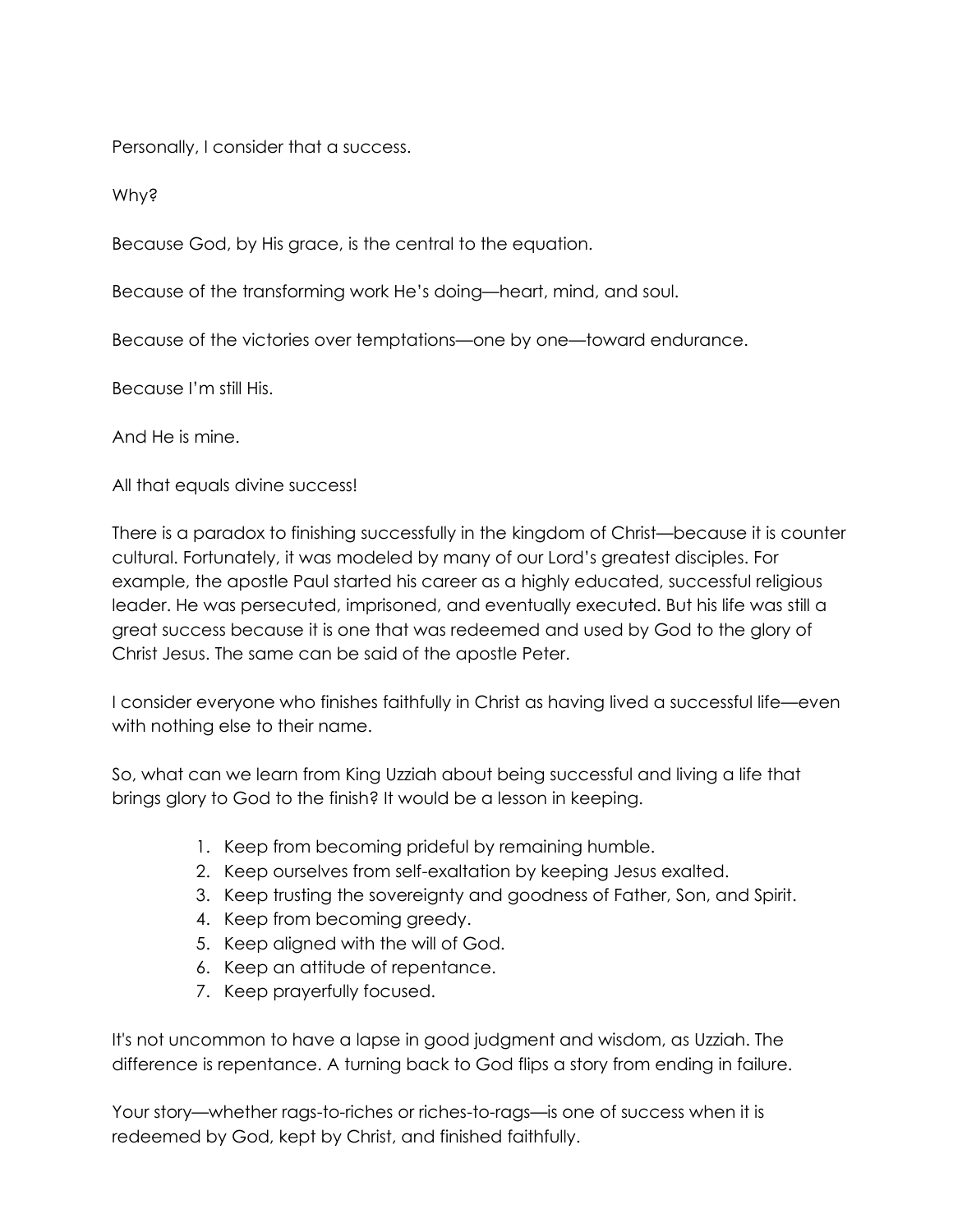Personally, I consider that a success.

Why?

Because God, by His grace, is the central to the equation.

Because of the transforming work He's doing—heart, mind, and soul.

Because of the victories over temptations—one by one—toward endurance.

Because I'm still His.

And He is mine.

All that equals divine success!

There is a paradox to finishing successfully in the kingdom of Christ—because it is counter cultural. Fortunately, it was modeled by many of our Lord's greatest disciples. For example, the apostle Paul started his career as a highly educated, successful religious leader. He was persecuted, imprisoned, and eventually executed. But his life was still a great success because it is one that was redeemed and used by God to the glory of Christ Jesus. The same can be said of the apostle Peter.

I consider everyone who finishes faithfully in Christ as having lived a successful life—even with nothing else to their name.

So, what can we learn from King Uzziah about being successful and living a life that brings glory to God to the finish? It would be a lesson in keeping.

1. Keep from becoming prideful by remaining humble.
2. Keep ourselves from self-exaltation by keeping Jesus exalted.
3. Keep trusting the sovereignty and goodness of Father, Son, and Spirit.
4. Keep from becoming greedy.
5. Keep aligned with the will of God.
6. Keep an attitude of repentance.
7. Keep prayerfully focused.

It's not uncommon to have a lapse in good judgment and wisdom, as Uzziah. The difference is repentance. A turning back to God flips a story from ending in failure.

Your story—whether rags-to-riches or riches-to-rags—is one of success when it is redeemed by God, kept by Christ, and finished faithfully.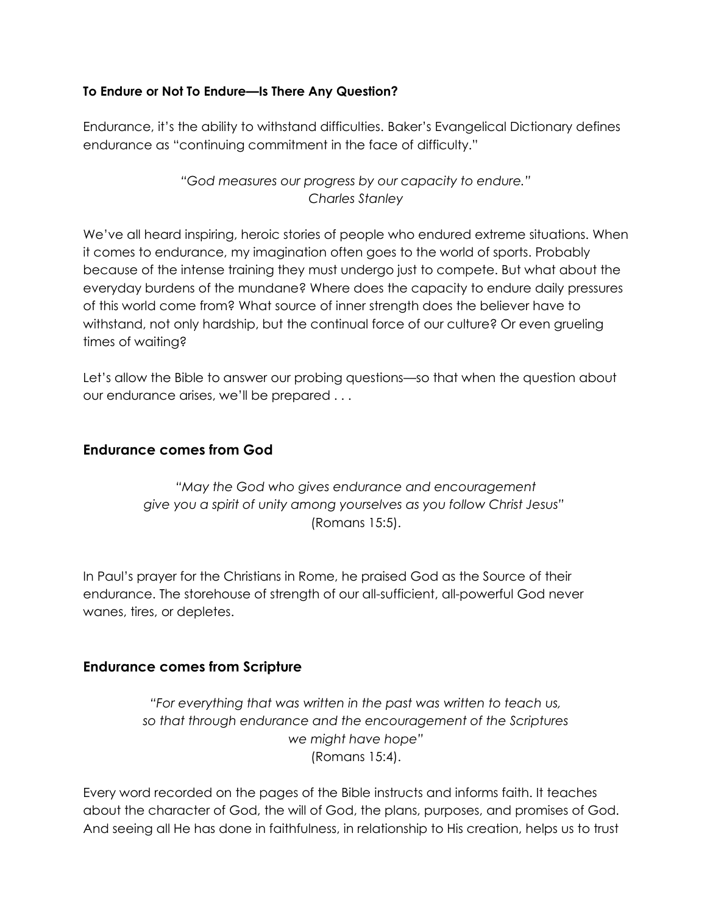**To Endure or Not To Endure—Is There Any Question?**

Endurance, it's the ability to withstand difficulties. Baker's Evangelical Dictionary defines endurance as "continuing commitment in the face of difficulty."

*"God measures our progress by our capacity to endure."*
*Charles Stanley*

We've all heard inspiring, heroic stories of people who endured extreme situations. When it comes to endurance, my imagination often goes to the world of sports. Probably because of the intense training they must undergo just to compete. But what about the everyday burdens of the mundane? Where does the capacity to endure daily pressures of this world come from? What source of inner strength does the believer have to withstand, not only hardship, but the continual force of our culture? Or even grueling times of waiting?

Let's allow the Bible to answer our probing questions—so that when the question about our endurance arises, we'll be prepared . . .

## Endurance comes from God

*"May the God who gives endurance and encouragement give you a spirit of unity among yourselves as you follow Christ Jesus"* (Romans 15:5).

In Paul's prayer for the Christians in Rome, he praised God as the Source of their endurance. The storehouse of strength of our all-sufficient, all-powerful God never wanes, tires, or depletes.

## Endurance comes from Scripture

*"For everything that was written in the past was written to teach us, so that through endurance and the encouragement of the Scriptures we might have hope"* (Romans 15:4).

Every word recorded on the pages of the Bible instructs and informs faith. It teaches about the character of God, the will of God, the plans, purposes, and promises of God. And seeing all He has done in faithfulness, in relationship to His creation, helps us to trust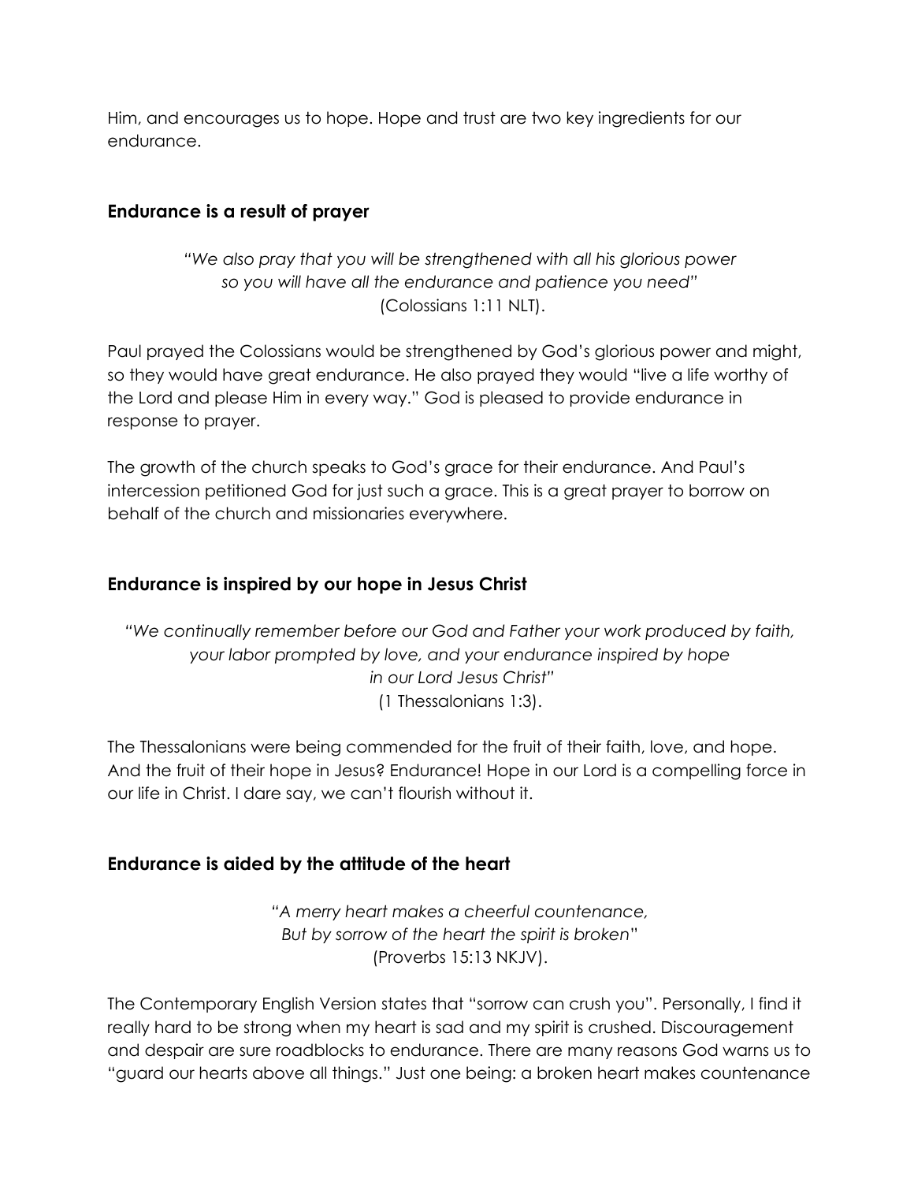Him, and encourages us to hope. Hope and trust are two key ingredients for our endurance.

### Endurance is a result of prayer

*"We also pray that you will be strengthened with all his glorious power so you will have all the endurance and patience you need"* (Colossians 1:11 NLT).

Paul prayed the Colossians would be strengthened by God's glorious power and might, so they would have great endurance. He also prayed they would "live a life worthy of the Lord and please Him in every way." God is pleased to provide endurance in response to prayer.

The growth of the church speaks to God's grace for their endurance. And Paul's intercession petitioned God for just such a grace. This is a great prayer to borrow on behalf of the church and missionaries everywhere.

### Endurance is inspired by our hope in Jesus Christ

*"We continually remember before our God and Father your work produced by faith, your labor prompted by love, and your endurance inspired by hope in our Lord Jesus Christ"* (1 Thessalonians 1:3).

The Thessalonians were being commended for the fruit of their faith, love, and hope. And the fruit of their hope in Jesus? Endurance! Hope in our Lord is a compelling force in our life in Christ. I dare say, we can't flourish without it.

### Endurance is aided by the attitude of the heart

*"A merry heart makes a cheerful countenance, But by sorrow of the heart the spirit is broken"* (Proverbs 15:13 NKJV).

The Contemporary English Version states that "sorrow can crush you". Personally, I find it really hard to be strong when my heart is sad and my spirit is crushed. Discouragement and despair are sure roadblocks to endurance. There are many reasons God warns us to "guard our hearts above all things." Just one being: a broken heart makes countenance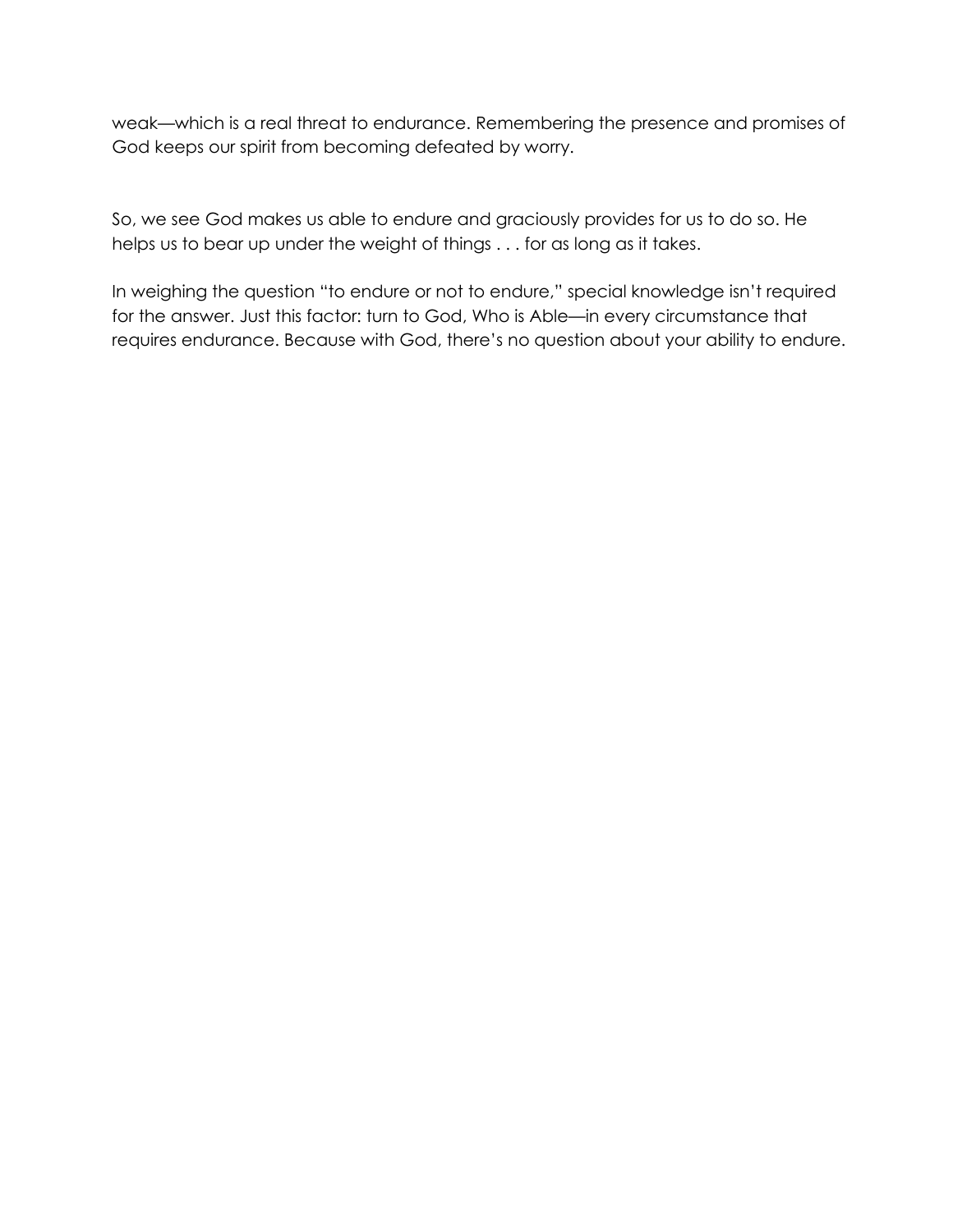weak—which is a real threat to endurance. Remembering the presence and promises of God keeps our spirit from becoming defeated by worry.

So, we see God makes us able to endure and graciously provides for us to do so. He helps us to bear up under the weight of things . . . for as long as it takes.

In weighing the question "to endure or not to endure," special knowledge isn't required for the answer. Just this factor: turn to God, Who is Able—in every circumstance that requires endurance. Because with God, there's no question about your ability to endure.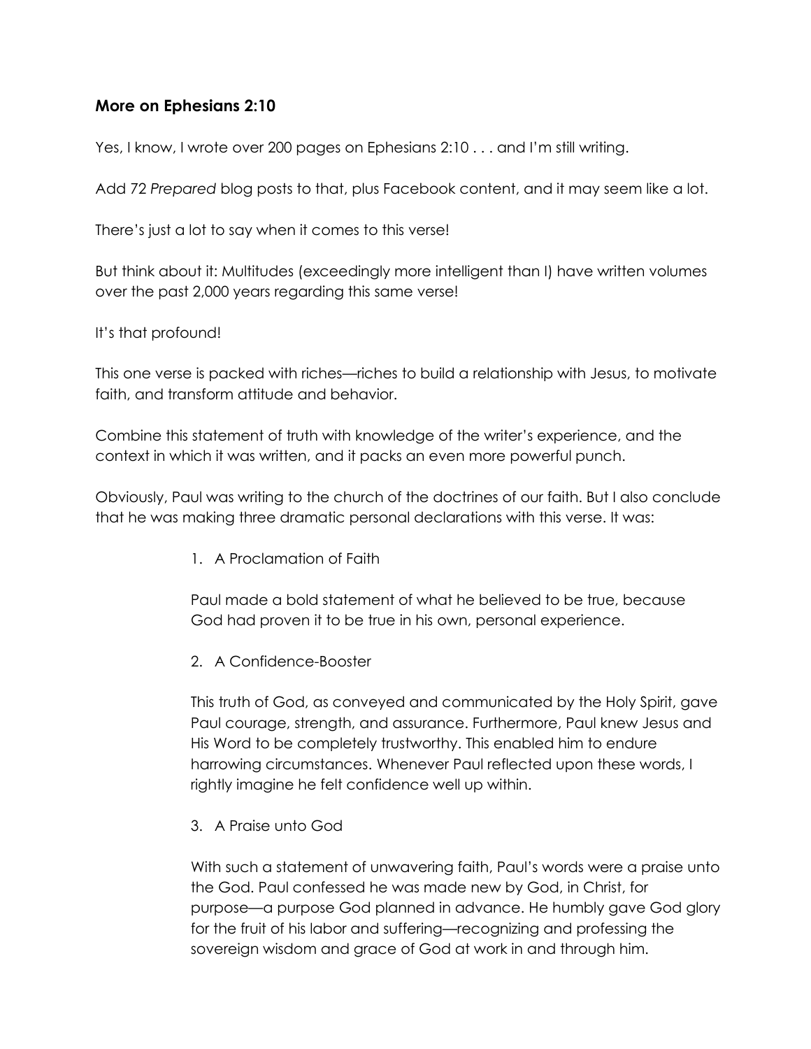## More on Ephesians 2:10

Yes, I know, I wrote over 200 pages on Ephesians 2:10 . . . and I'm still writing.

Add 72 *Prepared* blog posts to that, plus Facebook content, and it may seem like a lot.

There's just a lot to say when it comes to this verse!

But think about it: Multitudes (exceedingly more intelligent than I) have written volumes over the past 2,000 years regarding this same verse!

It's that profound!

This one verse is packed with riches—riches to build a relationship with Jesus, to motivate faith, and transform attitude and behavior.

Combine this statement of truth with knowledge of the writer's experience, and the context in which it was written, and it packs an even more powerful punch.

Obviously, Paul was writing to the church of the doctrines of our faith. But I also conclude that he was making three dramatic personal declarations with this verse. It was:

1. A Proclamation of Faith

   Paul made a bold statement of what he believed to be true, because God had proven it to be true in his own, personal experience.

2. A Confidence-Booster

   This truth of God, as conveyed and communicated by the Holy Spirit, gave Paul courage, strength, and assurance. Furthermore, Paul knew Jesus and His Word to be completely trustworthy. This enabled him to endure harrowing circumstances. Whenever Paul reflected upon these words, I rightly imagine he felt confidence well up within.

3. A Praise unto God

   With such a statement of unwavering faith, Paul's words were a praise unto the God. Paul confessed he was made new by God, in Christ, for purpose—a purpose God planned in advance. He humbly gave God glory for the fruit of his labor and suffering—recognizing and professing the sovereign wisdom and grace of God at work in and through him.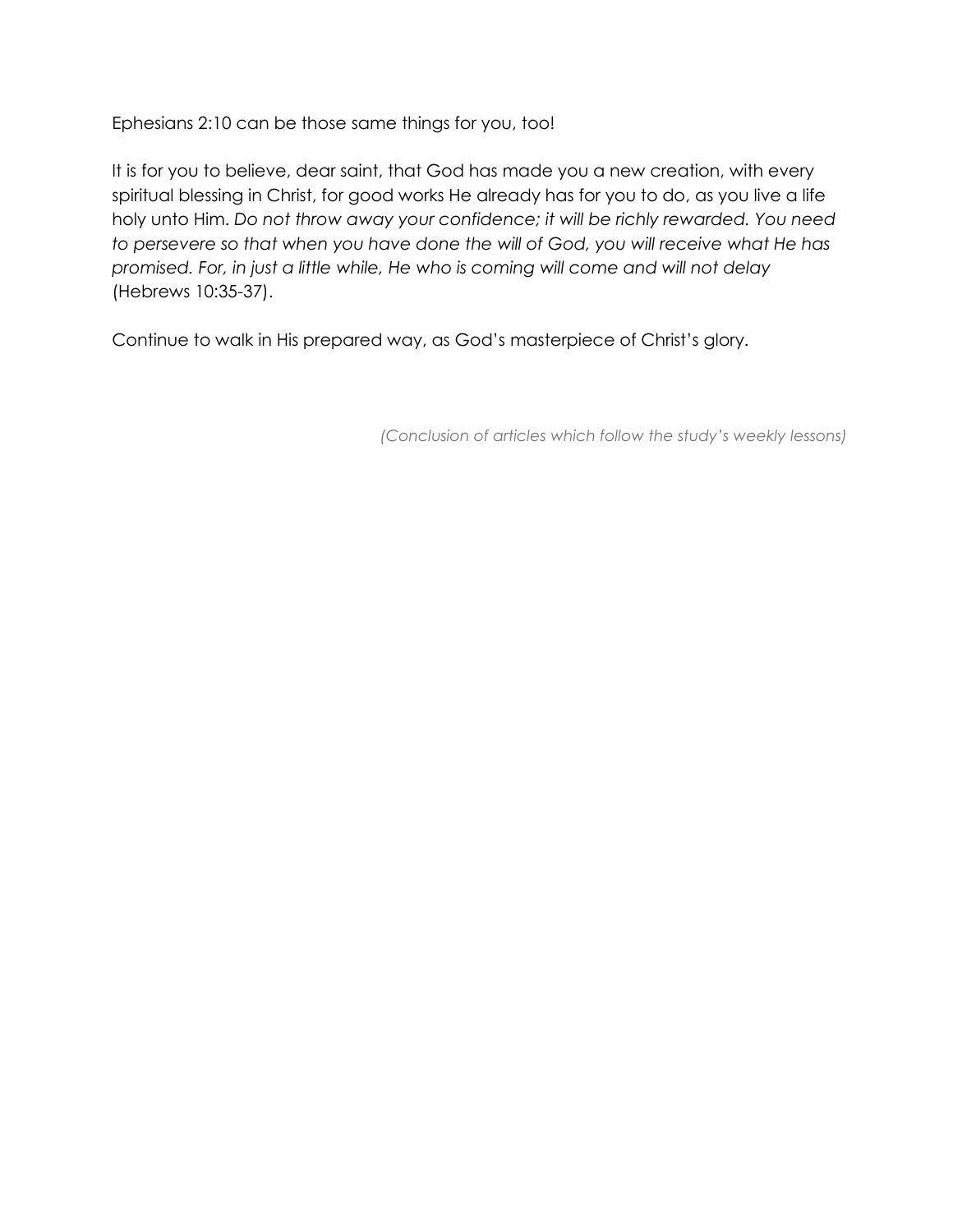Ephesians 2:10 can be those same things for you, too!

It is for you to believe, dear saint, that God has made you a new creation, with every spiritual blessing in Christ, for good works He already has for you to do, as you live a life holy unto Him. *Do not throw away your confidence; it will be richly rewarded. You need to persevere so that when you have done the will of God, you will receive what He has promised. For, in just a little while, He who is coming will come and will not delay* (Hebrews 10:35-37).

Continue to walk in His prepared way, as God's masterpiece of Christ's glory.

*(Conclusion of articles which follow the study's weekly lessons)*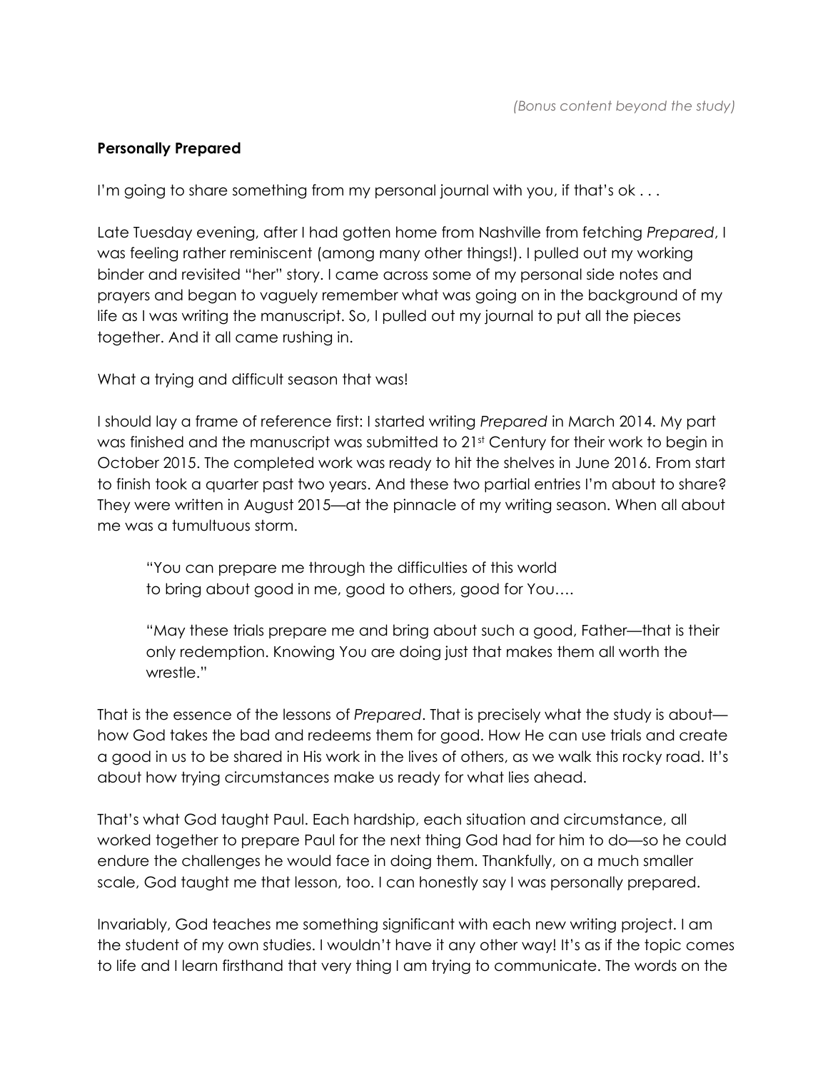*(Bonus content beyond the study)*

**Personally Prepared**

I'm going to share something from my personal journal with you, if that's ok . . .

Late Tuesday evening, after I had gotten home from Nashville from fetching *Prepared*, I was feeling rather reminiscent (among many other things!). I pulled out my working binder and revisited "her" story. I came across some of my personal side notes and prayers and began to vaguely remember what was going on in the background of my life as I was writing the manuscript. So, I pulled out my journal to put all the pieces together. And it all came rushing in.

What a trying and difficult season that was!

I should lay a frame of reference first: I started writing *Prepared* in March 2014. My part was finished and the manuscript was submitted to 21st Century for their work to begin in October 2015. The completed work was ready to hit the shelves in June 2016. From start to finish took a quarter past two years. And these two partial entries I'm about to share? They were written in August 2015—at the pinnacle of my writing season. When all about me was a tumultuous storm.

> "You can prepare me through the difficulties of this world
> to bring about good in me, good to others, good for You….
>
> "May these trials prepare me and bring about such a good, Father—that is their only redemption. Knowing You are doing just that makes them all worth the wrestle."

That is the essence of the lessons of *Prepared*. That is precisely what the study is about—how God takes the bad and redeems them for good. How He can use trials and create a good in us to be shared in His work in the lives of others, as we walk this rocky road. It's about how trying circumstances make us ready for what lies ahead.

That's what God taught Paul. Each hardship, each situation and circumstance, all worked together to prepare Paul for the next thing God had for him to do—so he could endure the challenges he would face in doing them. Thankfully, on a much smaller scale, God taught me that lesson, too. I can honestly say I was personally prepared.

Invariably, God teaches me something significant with each new writing project. I am the student of my own studies. I wouldn't have it any other way! It's as if the topic comes to life and I learn firsthand that very thing I am trying to communicate. The words on the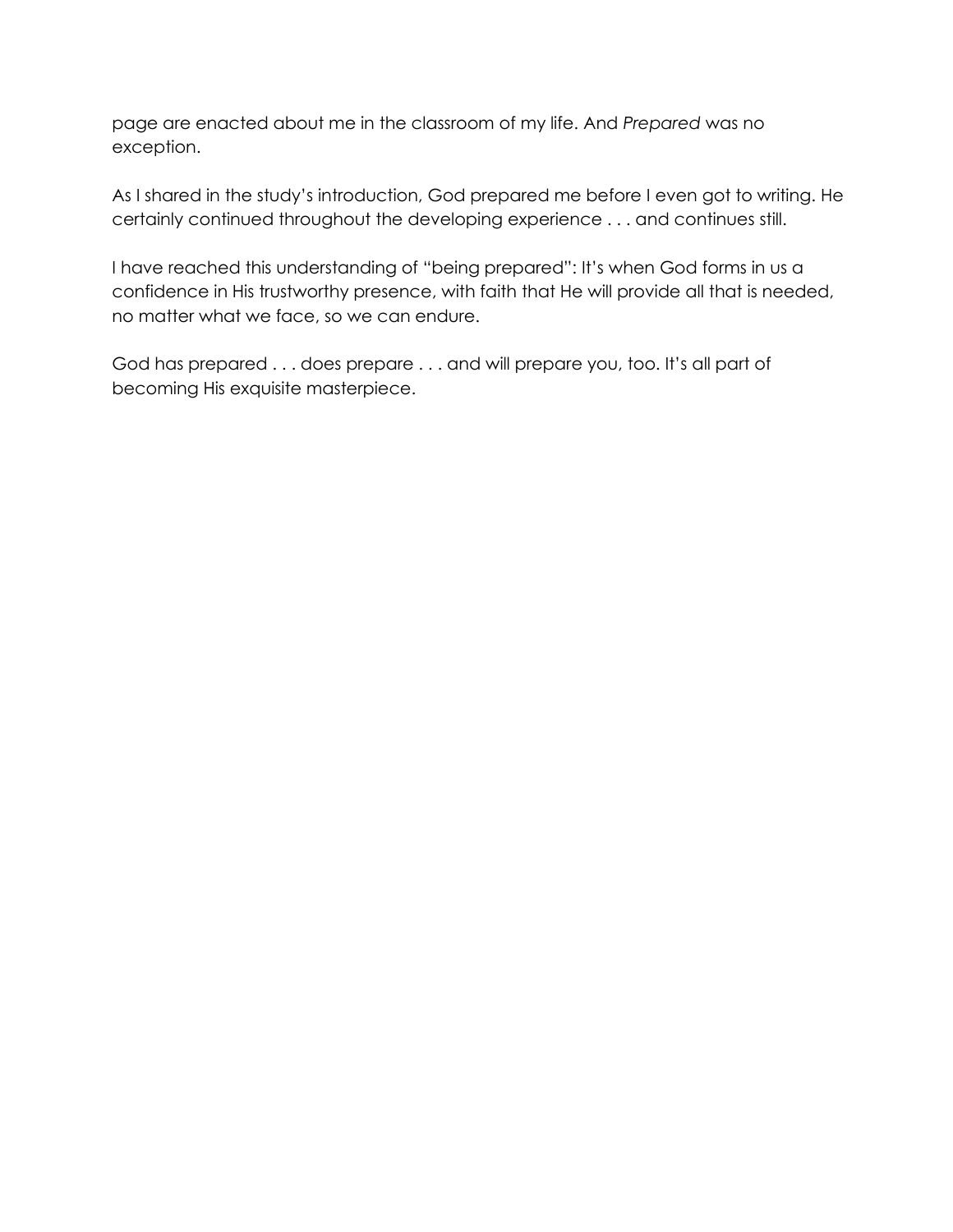page are enacted about me in the classroom of my life. And *Prepared* was no exception.

As I shared in the study's introduction, God prepared me before I even got to writing. He certainly continued throughout the developing experience . . . and continues still.

I have reached this understanding of "being prepared": It's when God forms in us a confidence in His trustworthy presence, with faith that He will provide all that is needed, no matter what we face, so we can endure.

God has prepared . . . does prepare . . . and will prepare you, too. It's all part of becoming His exquisite masterpiece.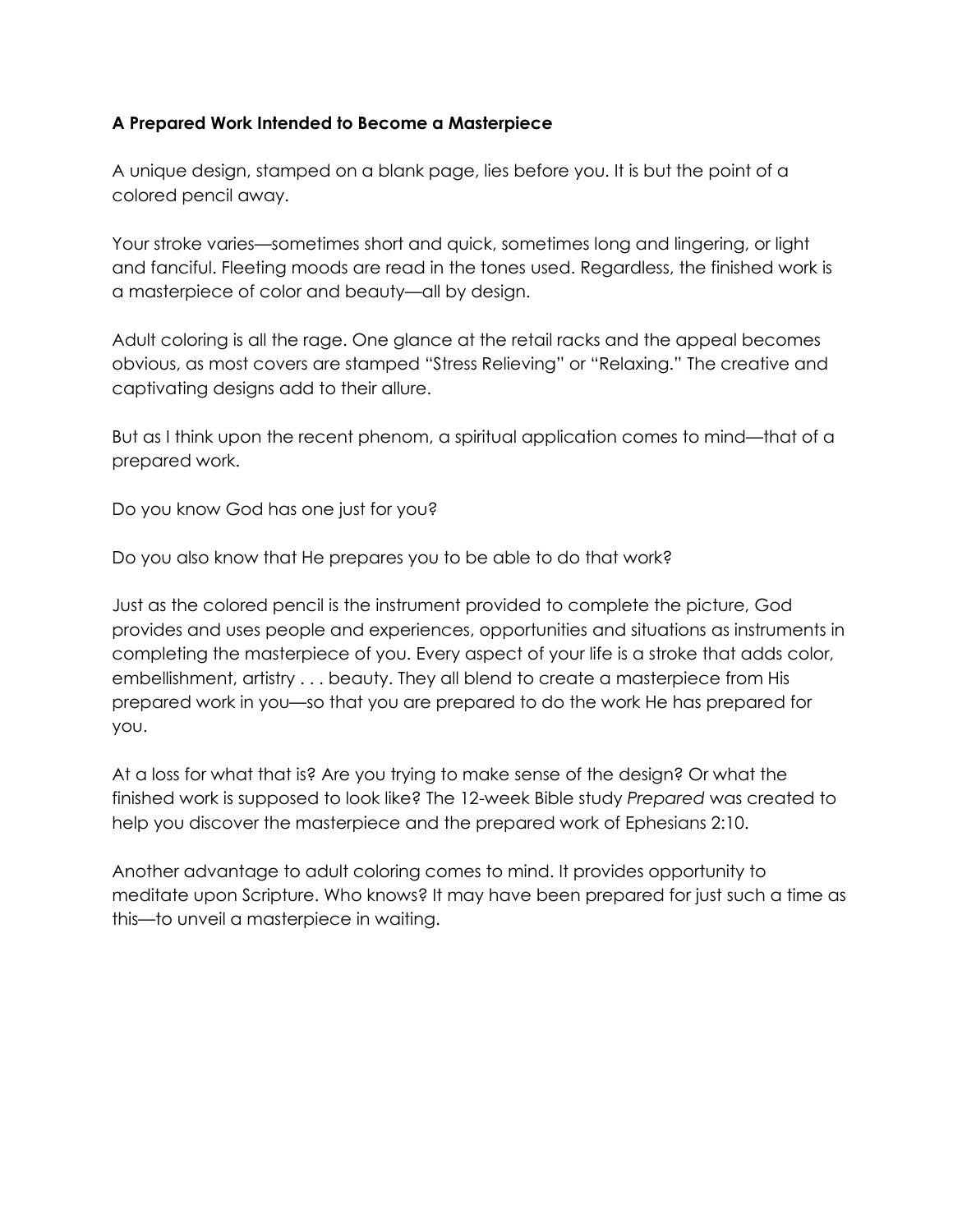**A Prepared Work Intended to Become a Masterpiece**

A unique design, stamped on a blank page, lies before you. It is but the point of a colored pencil away.

Your stroke varies—sometimes short and quick, sometimes long and lingering, or light and fanciful. Fleeting moods are read in the tones used. Regardless, the finished work is a masterpiece of color and beauty—all by design.

Adult coloring is all the rage. One glance at the retail racks and the appeal becomes obvious, as most covers are stamped "Stress Relieving" or "Relaxing." The creative and captivating designs add to their allure.

But as I think upon the recent phenom, a spiritual application comes to mind—that of a prepared work.

Do you know God has one just for you?

Do you also know that He prepares you to be able to do that work?

Just as the colored pencil is the instrument provided to complete the picture, God provides and uses people and experiences, opportunities and situations as instruments in completing the masterpiece of you. Every aspect of your life is a stroke that adds color, embellishment, artistry . . . beauty. They all blend to create a masterpiece from His prepared work in you—so that you are prepared to do the work He has prepared for you.

At a loss for what that is? Are you trying to make sense of the design? Or what the finished work is supposed to look like? The 12-week Bible study *Prepared* was created to help you discover the masterpiece and the prepared work of Ephesians 2:10.

Another advantage to adult coloring comes to mind. It provides opportunity to meditate upon Scripture. Who knows? It may have been prepared for just such a time as this—to unveil a masterpiece in waiting.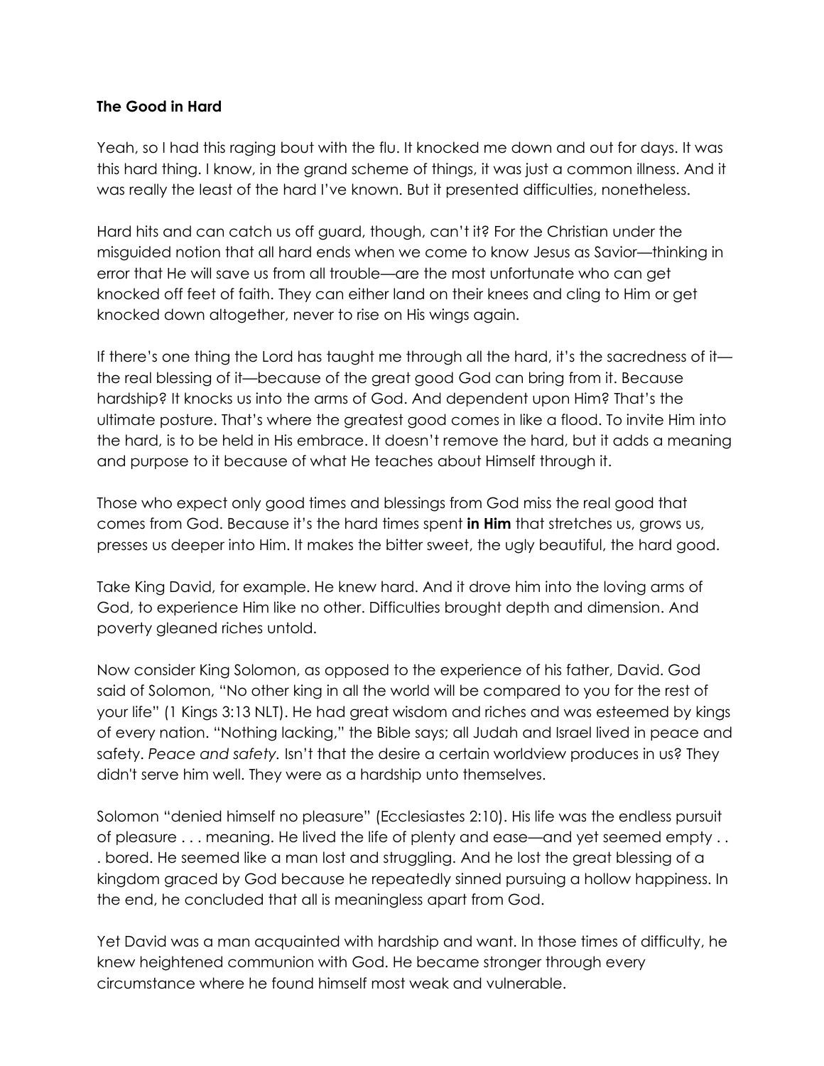**The Good in Hard**

Yeah, so I had this raging bout with the flu. It knocked me down and out for days. It was this hard thing. I know, in the grand scheme of things, it was just a common illness. And it was really the least of the hard I've known. But it presented difficulties, nonetheless.

Hard hits and can catch us off guard, though, can't it? For the Christian under the misguided notion that all hard ends when we come to know Jesus as Savior—thinking in error that He will save us from all trouble—are the most unfortunate who can get knocked off feet of faith. They can either land on their knees and cling to Him or get knocked down altogether, never to rise on His wings again.

If there's one thing the Lord has taught me through all the hard, it's the sacredness of it—the real blessing of it—because of the great good God can bring from it. Because hardship? It knocks us into the arms of God. And dependent upon Him? That's the ultimate posture. That's where the greatest good comes in like a flood. To invite Him into the hard, is to be held in His embrace. It doesn't remove the hard, but it adds a meaning and purpose to it because of what He teaches about Himself through it.

Those who expect only good times and blessings from God miss the real good that comes from God. Because it's the hard times spent **in Him** that stretches us, grows us, presses us deeper into Him. It makes the bitter sweet, the ugly beautiful, the hard good.

Take King David, for example. He knew hard. And it drove him into the loving arms of God, to experience Him like no other. Difficulties brought depth and dimension. And poverty gleaned riches untold.

Now consider King Solomon, as opposed to the experience of his father, David. God said of Solomon, "No other king in all the world will be compared to you for the rest of your life" (1 Kings 3:13 NLT). He had great wisdom and riches and was esteemed by kings of every nation. "Nothing lacking," the Bible says; all Judah and Israel lived in peace and safety. *Peace and safety.* Isn't that the desire a certain worldview produces in us? They didn't serve him well. They were as a hardship unto themselves.

Solomon "denied himself no pleasure" (Ecclesiastes 2:10). His life was the endless pursuit of pleasure . . . meaning. He lived the life of plenty and ease—and yet seemed empty . . . bored. He seemed like a man lost and struggling. And he lost the great blessing of a kingdom graced by God because he repeatedly sinned pursuing a hollow happiness. In the end, he concluded that all is meaningless apart from God.

Yet David was a man acquainted with hardship and want. In those times of difficulty, he knew heightened communion with God. He became stronger through every circumstance where he found himself most weak and vulnerable.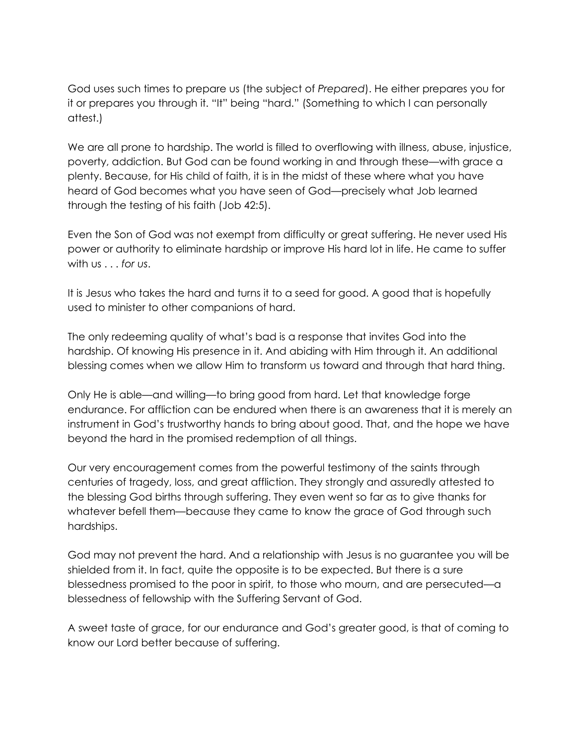God uses such times to prepare us (the subject of *Prepared*). He either prepares you for it or prepares you through it. "It" being "hard." (Something to which I can personally attest.)

We are all prone to hardship. The world is filled to overflowing with illness, abuse, injustice, poverty, addiction. But God can be found working in and through these—with grace a plenty. Because, for His child of faith, it is in the midst of these where what you have heard of God becomes what you have seen of God—precisely what Job learned through the testing of his faith (Job 42:5).

Even the Son of God was not exempt from difficulty or great suffering. He never used His power or authority to eliminate hardship or improve His hard lot in life. He came to suffer with us . . . *for us*.

It is Jesus who takes the hard and turns it to a seed for good. A good that is hopefully used to minister to other companions of hard.

The only redeeming quality of what's bad is a response that invites God into the hardship. Of knowing His presence in it. And abiding with Him through it. An additional blessing comes when we allow Him to transform us toward and through that hard thing.

Only He is able—and willing—to bring good from hard. Let that knowledge forge endurance. For affliction can be endured when there is an awareness that it is merely an instrument in God's trustworthy hands to bring about good. That, and the hope we have beyond the hard in the promised redemption of all things.

Our very encouragement comes from the powerful testimony of the saints through centuries of tragedy, loss, and great affliction. They strongly and assuredly attested to the blessing God births through suffering. They even went so far as to give thanks for whatever befell them—because they came to know the grace of God through such hardships.

God may not prevent the hard. And a relationship with Jesus is no guarantee you will be shielded from it. In fact, quite the opposite is to be expected. But there is a sure blessedness promised to the poor in spirit, to those who mourn, and are persecuted—a blessedness of fellowship with the Suffering Servant of God.

A sweet taste of grace, for our endurance and God's greater good, is that of coming to know our Lord better because of suffering.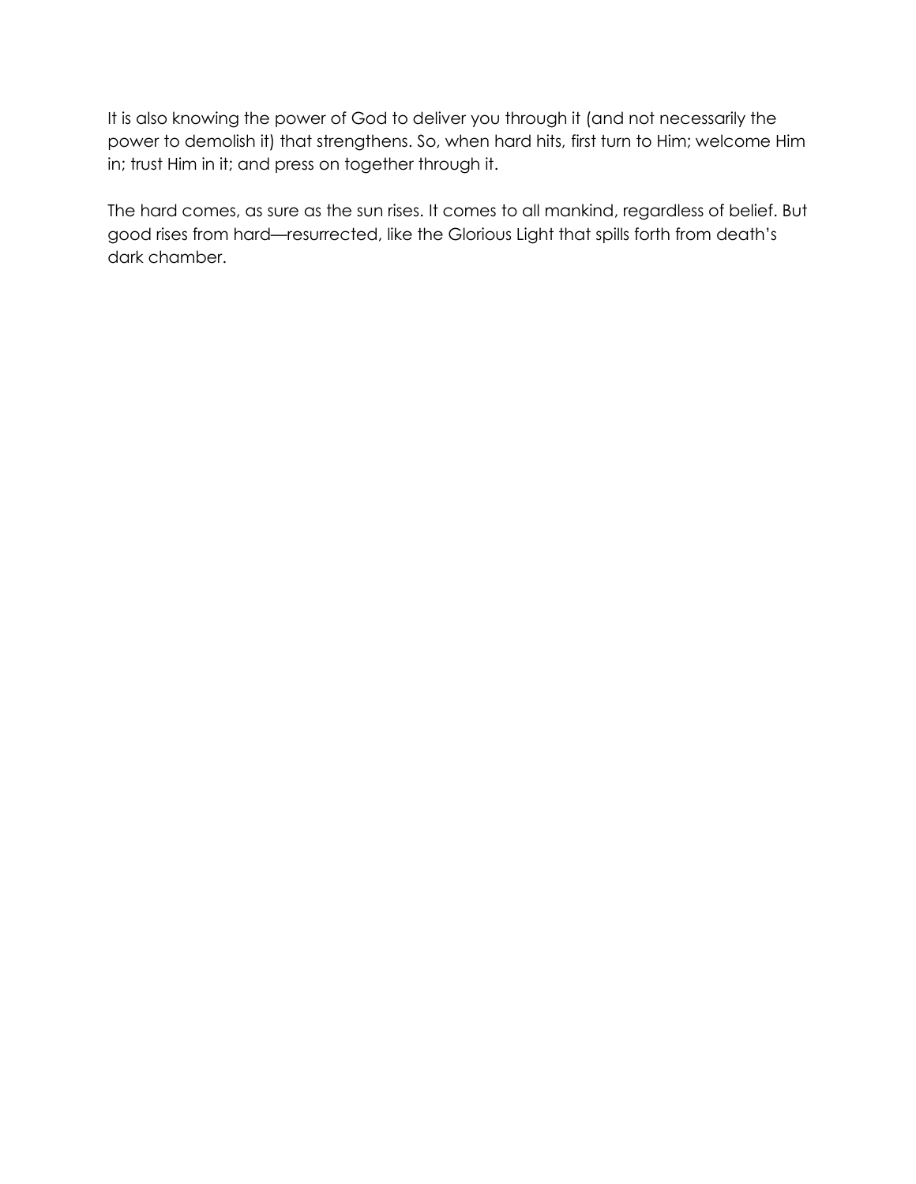It is also knowing the power of God to deliver you through it (and not necessarily the power to demolish it) that strengthens. So, when hard hits, first turn to Him; welcome Him in; trust Him in it; and press on together through it.

The hard comes, as sure as the sun rises. It comes to all mankind, regardless of belief. But good rises from hard—resurrected, like the Glorious Light that spills forth from death's dark chamber.